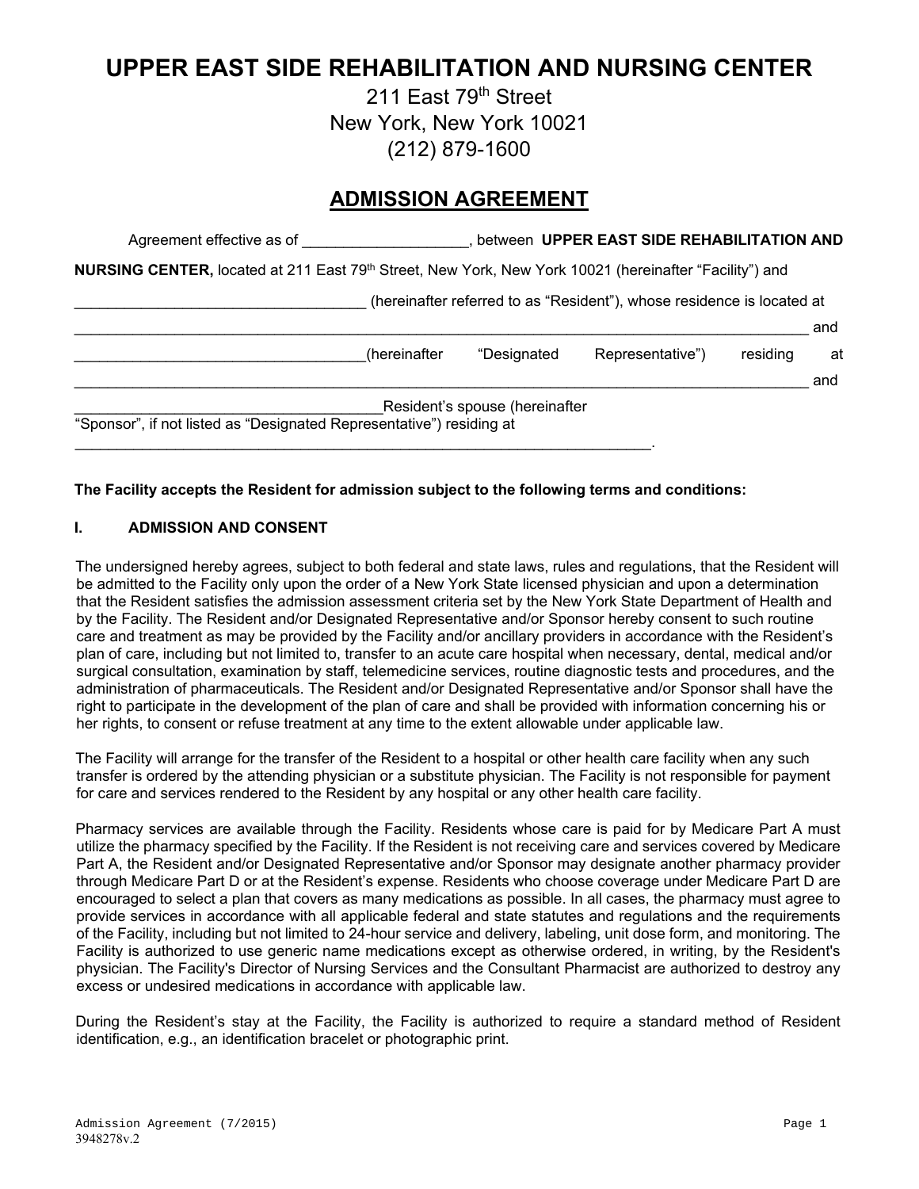# UPPER EAST SIDE REHABILITATION AND NURSING CENTER

211 East 79th Street
New York, New York 10021
(212) 879-1600

## ADMISSION AGREEMENT

Agreement effective as of ____________________, between **UPPER EAST SIDE REHABILITATION AND NURSING CENTER,** located at 211 East 79th Street, New York, New York 10021 (hereinafter "Facility") and ___________________________________ (hereinafter referred to as "Resident"), whose residence is located at _____________________________________________________________________________________ and ___________________________________(hereinafter "Designated Representative") residing at _____________________________________________________________________________________ and ______________________________________Resident's spouse (hereinafter "Sponsor", if not listed as "Designated Representative") residing at ________________________________________________________________________.

**The Facility accepts the Resident for admission subject to the following terms and conditions:**

### I. ADMISSION AND CONSENT

The undersigned hereby agrees, subject to both federal and state laws, rules and regulations, that the Resident will be admitted to the Facility only upon the order of a New York State licensed physician and upon a determination that the Resident satisfies the admission assessment criteria set by the New York State Department of Health and by the Facility. The Resident and/or Designated Representative and/or Sponsor hereby consent to such routine care and treatment as may be provided by the Facility and/or ancillary providers in accordance with the Resident's plan of care, including but not limited to, transfer to an acute care hospital when necessary, dental, medical and/or surgical consultation, examination by staff, telemedicine services, routine diagnostic tests and procedures, and the administration of pharmaceuticals. The Resident and/or Designated Representative and/or Sponsor shall have the right to participate in the development of the plan of care and shall be provided with information concerning his or her rights, to consent or refuse treatment at any time to the extent allowable under applicable law.

The Facility will arrange for the transfer of the Resident to a hospital or other health care facility when any such transfer is ordered by the attending physician or a substitute physician. The Facility is not responsible for payment for care and services rendered to the Resident by any hospital or any other health care facility.

Pharmacy services are available through the Facility. Residents whose care is paid for by Medicare Part A must utilize the pharmacy specified by the Facility. If the Resident is not receiving care and services covered by Medicare Part A, the Resident and/or Designated Representative and/or Sponsor may designate another pharmacy provider through Medicare Part D or at the Resident's expense. Residents who choose coverage under Medicare Part D are encouraged to select a plan that covers as many medications as possible. In all cases, the pharmacy must agree to provide services in accordance with all applicable federal and state statutes and regulations and the requirements of the Facility, including but not limited to 24-hour service and delivery, labeling, unit dose form, and monitoring. The Facility is authorized to use generic name medications except as otherwise ordered, in writing, by the Resident's physician. The Facility's Director of Nursing Services and the Consultant Pharmacist are authorized to destroy any excess or undesired medications in accordance with applicable law.

During the Resident's stay at the Facility, the Facility is authorized to require a standard method of Resident identification, e.g., an identification bracelet or photographic print.

Admission Agreement (7/2015)
3948278v.2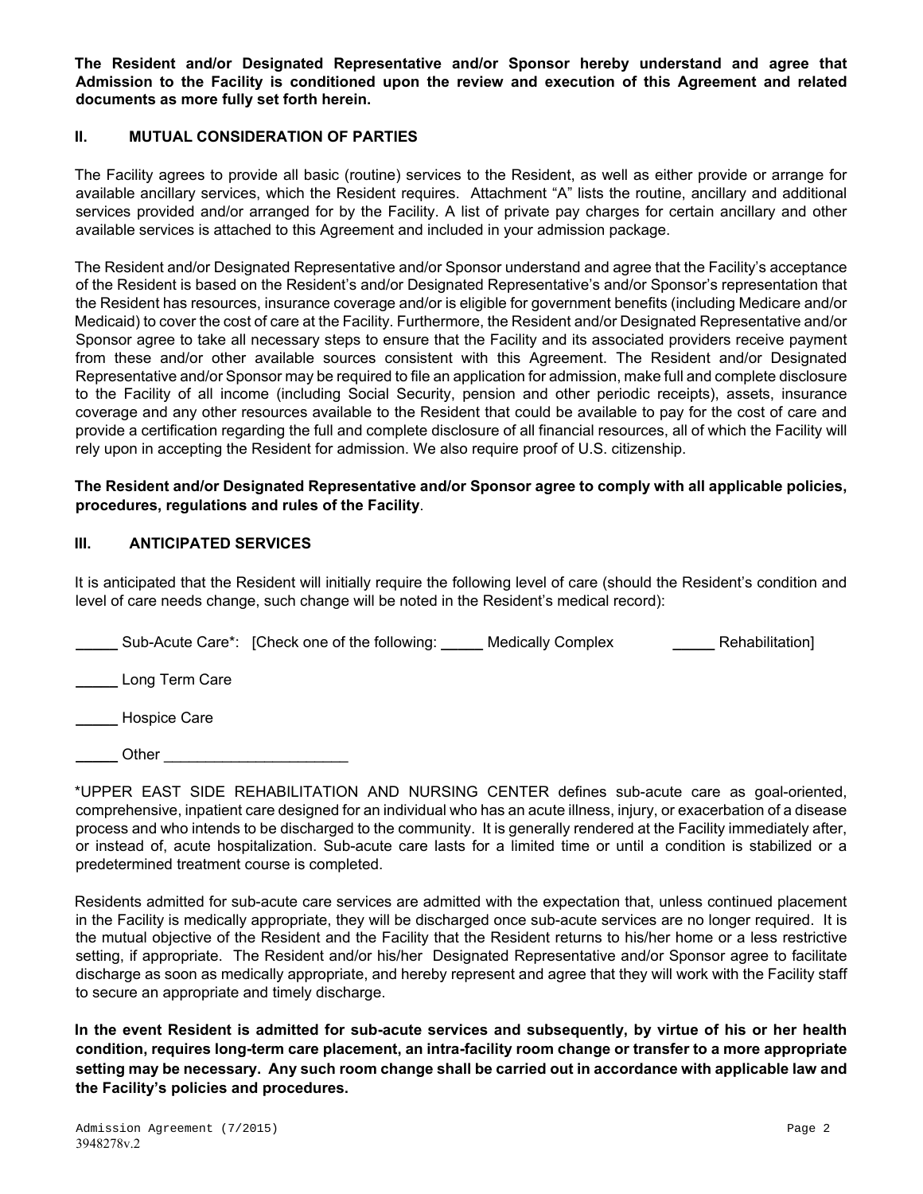**The Resident and/or Designated Representative and/or Sponsor hereby understand and agree that Admission to the Facility is conditioned upon the review and execution of this Agreement and related documents as more fully set forth herein.**

## II. MUTUAL CONSIDERATION OF PARTIES

The Facility agrees to provide all basic (routine) services to the Resident, as well as either provide or arrange for available ancillary services, which the Resident requires. Attachment "A" lists the routine, ancillary and additional services provided and/or arranged for by the Facility. A list of private pay charges for certain ancillary and other available services is attached to this Agreement and included in your admission package.

The Resident and/or Designated Representative and/or Sponsor understand and agree that the Facility's acceptance of the Resident is based on the Resident's and/or Designated Representative's and/or Sponsor's representation that the Resident has resources, insurance coverage and/or is eligible for government benefits (including Medicare and/or Medicaid) to cover the cost of care at the Facility. Furthermore, the Resident and/or Designated Representative and/or Sponsor agree to take all necessary steps to ensure that the Facility and its associated providers receive payment from these and/or other available sources consistent with this Agreement. The Resident and/or Designated Representative and/or Sponsor may be required to file an application for admission, make full and complete disclosure to the Facility of all income (including Social Security, pension and other periodic receipts), assets, insurance coverage and any other resources available to the Resident that could be available to pay for the cost of care and provide a certification regarding the full and complete disclosure of all financial resources, all of which the Facility will rely upon in accepting the Resident for admission. We also require proof of U.S. citizenship.

**The Resident and/or Designated Representative and/or Sponsor agree to comply with all applicable policies, procedures, regulations and rules of the Facility**.

## III. ANTICIPATED SERVICES

It is anticipated that the Resident will initially require the following level of care (should the Resident's condition and level of care needs change, such change will be noted in the Resident's medical record):

_____ Sub-Acute Care*: [Check one of the following: _____ Medically Complex _____ Rehabilitation]

_____ Long Term Care

_____ Hospice Care

_____ Other ______________________

*UPPER EAST SIDE REHABILITATION AND NURSING CENTER defines sub-acute care as goal-oriented, comprehensive, inpatient care designed for an individual who has an acute illness, injury, or exacerbation of a disease process and who intends to be discharged to the community. It is generally rendered at the Facility immediately after, or instead of, acute hospitalization. Sub-acute care lasts for a limited time or until a condition is stabilized or a predetermined treatment course is completed.

Residents admitted for sub-acute care services are admitted with the expectation that, unless continued placement in the Facility is medically appropriate, they will be discharged once sub-acute services are no longer required. It is the mutual objective of the Resident and the Facility that the Resident returns to his/her home or a less restrictive setting, if appropriate. The Resident and/or his/her Designated Representative and/or Sponsor agree to facilitate discharge as soon as medically appropriate, and hereby represent and agree that they will work with the Facility staff to secure an appropriate and timely discharge.

**In the event Resident is admitted for sub-acute services and subsequently, by virtue of his or her health condition, requires long-term care placement, an intra-facility room change or transfer to a more appropriate setting may be necessary. Any such room change shall be carried out in accordance with applicable law and the Facility's policies and procedures.**

Admission Agreement (7/2015)
3948278v.2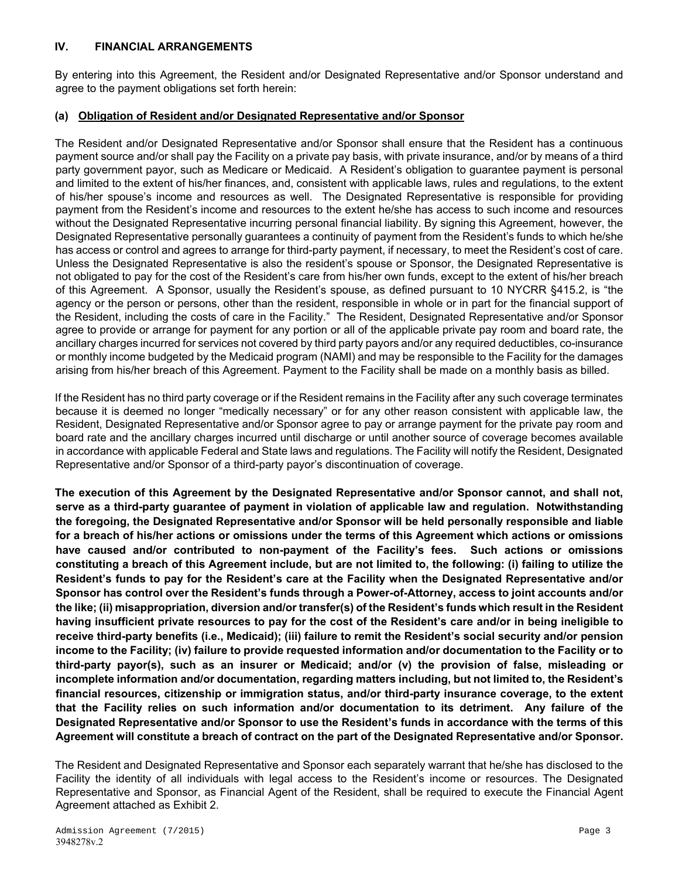## IV. FINANCIAL ARRANGEMENTS

By entering into this Agreement, the Resident and/or Designated Representative and/or Sponsor understand and agree to the payment obligations set forth herein:

### (a) Obligation of Resident and/or Designated Representative and/or Sponsor

The Resident and/or Designated Representative and/or Sponsor shall ensure that the Resident has a continuous payment source and/or shall pay the Facility on a private pay basis, with private insurance, and/or by means of a third party government payor, such as Medicare or Medicaid. A Resident's obligation to guarantee payment is personal and limited to the extent of his/her finances, and, consistent with applicable laws, rules and regulations, to the extent of his/her spouse's income and resources as well. The Designated Representative is responsible for providing payment from the Resident's income and resources to the extent he/she has access to such income and resources without the Designated Representative incurring personal financial liability. By signing this Agreement, however, the Designated Representative personally guarantees a continuity of payment from the Resident's funds to which he/she has access or control and agrees to arrange for third-party payment, if necessary, to meet the Resident's cost of care. Unless the Designated Representative is also the resident's spouse or Sponsor, the Designated Representative is not obligated to pay for the cost of the Resident's care from his/her own funds, except to the extent of his/her breach of this Agreement. A Sponsor, usually the Resident's spouse, as defined pursuant to 10 NYCRR §415.2, is "the agency or the person or persons, other than the resident, responsible in whole or in part for the financial support of the Resident, including the costs of care in the Facility." The Resident, Designated Representative and/or Sponsor agree to provide or arrange for payment for any portion or all of the applicable private pay room and board rate, the ancillary charges incurred for services not covered by third party payors and/or any required deductibles, co-insurance or monthly income budgeted by the Medicaid program (NAMI) and may be responsible to the Facility for the damages arising from his/her breach of this Agreement. Payment to the Facility shall be made on a monthly basis as billed.

If the Resident has no third party coverage or if the Resident remains in the Facility after any such coverage terminates because it is deemed no longer "medically necessary" or for any other reason consistent with applicable law, the Resident, Designated Representative and/or Sponsor agree to pay or arrange payment for the private pay room and board rate and the ancillary charges incurred until discharge or until another source of coverage becomes available in accordance with applicable Federal and State laws and regulations. The Facility will notify the Resident, Designated Representative and/or Sponsor of a third-party payor's discontinuation of coverage.

**The execution of this Agreement by the Designated Representative and/or Sponsor cannot, and shall not, serve as a third-party guarantee of payment in violation of applicable law and regulation. Notwithstanding the foregoing, the Designated Representative and/or Sponsor will be held personally responsible and liable for a breach of his/her actions or omissions under the terms of this Agreement which actions or omissions have caused and/or contributed to non-payment of the Facility's fees. Such actions or omissions constituting a breach of this Agreement include, but are not limited to, the following: (i) failing to utilize the Resident's funds to pay for the Resident's care at the Facility when the Designated Representative and/or Sponsor has control over the Resident's funds through a Power-of-Attorney, access to joint accounts and/or the like; (ii) misappropriation, diversion and/or transfer(s) of the Resident's funds which result in the Resident having insufficient private resources to pay for the cost of the Resident's care and/or in being ineligible to receive third-party benefits (i.e., Medicaid); (iii) failure to remit the Resident's social security and/or pension income to the Facility; (iv) failure to provide requested information and/or documentation to the Facility or to third-party payor(s), such as an insurer or Medicaid; and/or (v) the provision of false, misleading or incomplete information and/or documentation, regarding matters including, but not limited to, the Resident's financial resources, citizenship or immigration status, and/or third-party insurance coverage, to the extent that the Facility relies on such information and/or documentation to its detriment. Any failure of the Designated Representative and/or Sponsor to use the Resident's funds in accordance with the terms of this Agreement will constitute a breach of contract on the part of the Designated Representative and/or Sponsor.**

The Resident and Designated Representative and Sponsor each separately warrant that he/she has disclosed to the Facility the identity of all individuals with legal access to the Resident's income or resources. The Designated Representative and Sponsor, as Financial Agent of the Resident, shall be required to execute the Financial Agent Agreement attached as Exhibit 2.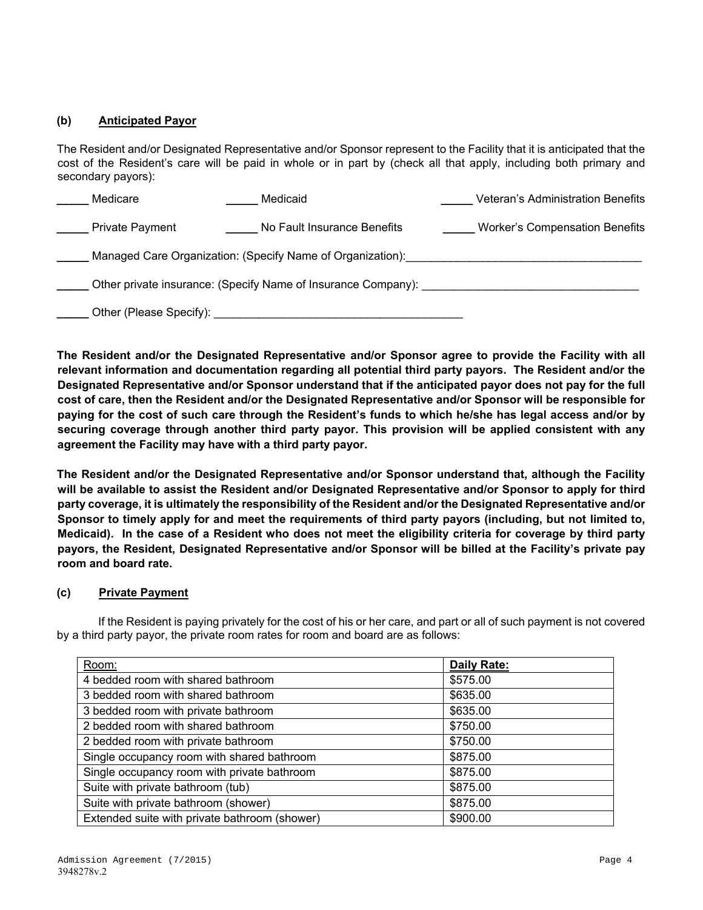### (b) Anticipated Payor

The Resident and/or Designated Representative and/or Sponsor represent to the Facility that it is anticipated that the cost of the Resident's care will be paid in whole or in part by (check all that apply, including both primary and secondary payors):

_____ Medicare      _____ Medicaid      _____ Veteran's Administration Benefits

_____ Private Payment      _____ No Fault Insurance Benefits      _____ Worker's Compensation Benefits

_____ Managed Care Organization: (Specify Name of Organization):_____________________________________

_____ Other private insurance: (Specify Name of Insurance Company): __________________________________

_____ Other (Please Specify): _______________________________________

**The Resident and/or the Designated Representative and/or Sponsor agree to provide the Facility with all relevant information and documentation regarding all potential third party payors. The Resident and/or the Designated Representative and/or Sponsor understand that if the anticipated payor does not pay for the full cost of care, then the Resident and/or the Designated Representative and/or Sponsor will be responsible for paying for the cost of such care through the Resident's funds to which he/she has legal access and/or by securing coverage through another third party payor. This provision will be applied consistent with any agreement the Facility may have with a third party payor.**

**The Resident and/or the Designated Representative and/or Sponsor understand that, although the Facility will be available to assist the Resident and/or Designated Representative and/or Sponsor to apply for third party coverage, it is ultimately the responsibility of the Resident and/or the Designated Representative and/or Sponsor to timely apply for and meet the requirements of third party payors (including, but not limited to, Medicaid). In the case of a Resident who does not meet the eligibility criteria for coverage by third party payors, the Resident, Designated Representative and/or Sponsor will be billed at the Facility's private pay room and board rate.**

### (c) Private Payment

If the Resident is paying privately for the cost of his or her care, and part or all of such payment is not covered by a third party payor, the private room rates for room and board are as follows:

| Room: | **Daily Rate:** |
|---|---|
| 4 bedded room with shared bathroom | $575.00 |
| 3 bedded room with shared bathroom | $635.00 |
| 3 bedded room with private bathroom | $635.00 |
| 2 bedded room with shared bathroom | $750.00 |
| 2 bedded room with private bathroom | $750.00 |
| Single occupancy room with shared bathroom | $875.00 |
| Single occupancy room with private bathroom | $875.00 |
| Suite with private bathroom (tub) | $875.00 |
| Suite with private bathroom (shower) | $875.00 |
| Extended suite with private bathroom (shower) | $900.00 |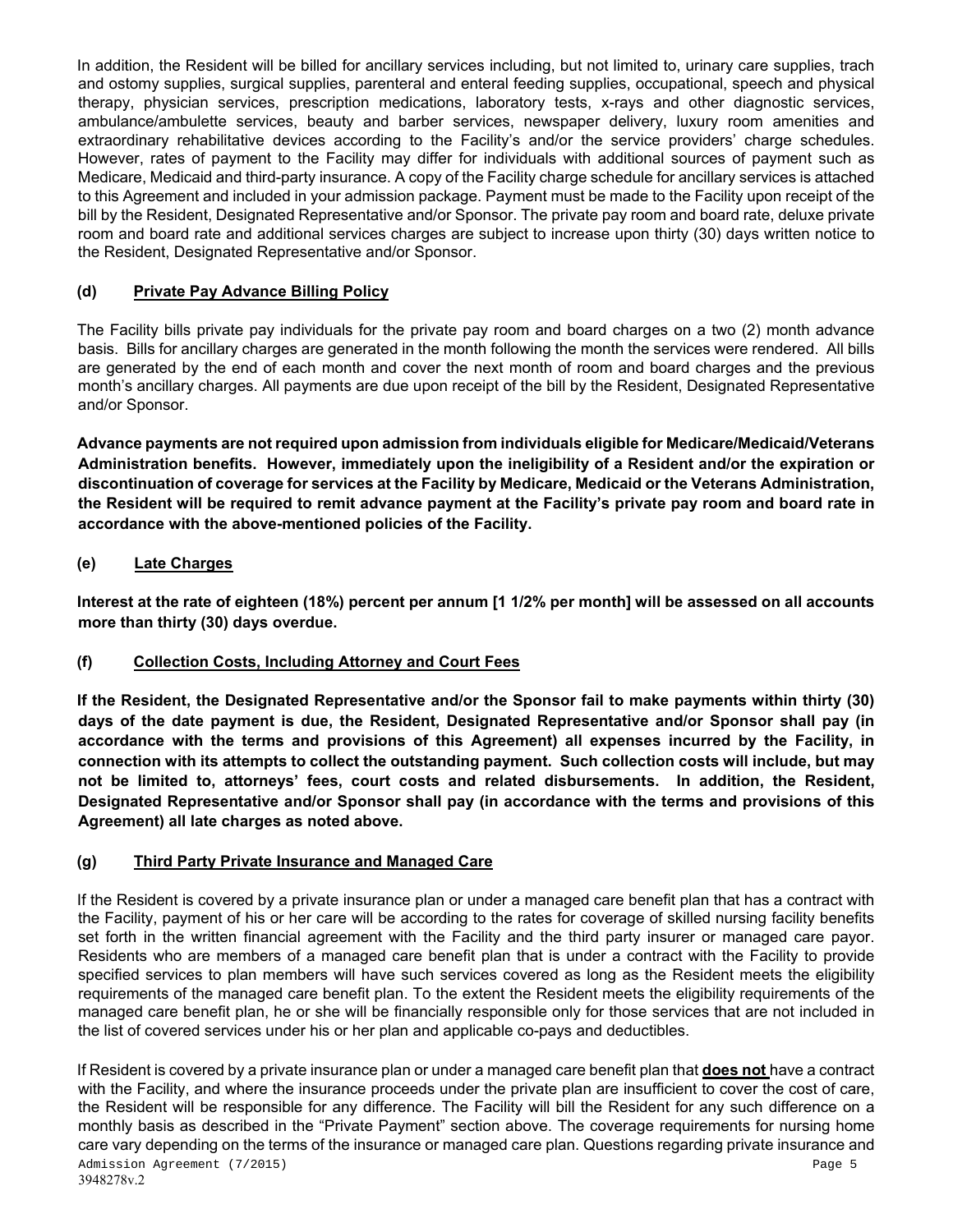In addition, the Resident will be billed for ancillary services including, but not limited to, urinary care supplies, trach and ostomy supplies, surgical supplies, parenteral and enteral feeding supplies, occupational, speech and physical therapy, physician services, prescription medications, laboratory tests, x-rays and other diagnostic services, ambulance/ambulette services, beauty and barber services, newspaper delivery, luxury room amenities and extraordinary rehabilitative devices according to the Facility's and/or the service providers' charge schedules. However, rates of payment to the Facility may differ for individuals with additional sources of payment such as Medicare, Medicaid and third-party insurance. A copy of the Facility charge schedule for ancillary services is attached to this Agreement and included in your admission package. Payment must be made to the Facility upon receipt of the bill by the Resident, Designated Representative and/or Sponsor. The private pay room and board rate, deluxe private room and board rate and additional services charges are subject to increase upon thirty (30) days written notice to the Resident, Designated Representative and/or Sponsor.

**(d) <u>Private Pay Advance Billing Policy</u>**

The Facility bills private pay individuals for the private pay room and board charges on a two (2) month advance basis. Bills for ancillary charges are generated in the month following the month the services were rendered. All bills are generated by the end of each month and cover the next month of room and board charges and the previous month's ancillary charges. All payments are due upon receipt of the bill by the Resident, Designated Representative and/or Sponsor.

**Advance payments are not required upon admission from individuals eligible for Medicare/Medicaid/Veterans Administration benefits. However, immediately upon the ineligibility of a Resident and/or the expiration or discontinuation of coverage for services at the Facility by Medicare, Medicaid or the Veterans Administration, the Resident will be required to remit advance payment at the Facility's private pay room and board rate in accordance with the above-mentioned policies of the Facility.**

**(e) <u>Late Charges</u>**

**Interest at the rate of eighteen (18%) percent per annum [1 1/2% per month] will be assessed on all accounts more than thirty (30) days overdue.**

**(f) <u>Collection Costs, Including Attorney and Court Fees</u>**

**If the Resident, the Designated Representative and/or the Sponsor fail to make payments within thirty (30) days of the date payment is due, the Resident, Designated Representative and/or Sponsor shall pay (in accordance with the terms and provisions of this Agreement) all expenses incurred by the Facility, in connection with its attempts to collect the outstanding payment. Such collection costs will include, but may not be limited to, attorneys' fees, court costs and related disbursements. In addition, the Resident, Designated Representative and/or Sponsor shall pay (in accordance with the terms and provisions of this Agreement) all late charges as noted above.**

**(g) <u>Third Party Private Insurance and Managed Care</u>**

If the Resident is covered by a private insurance plan or under a managed care benefit plan that has a contract with the Facility, payment of his or her care will be according to the rates for coverage of skilled nursing facility benefits set forth in the written financial agreement with the Facility and the third party insurer or managed care payor. Residents who are members of a managed care benefit plan that is under a contract with the Facility to provide specified services to plan members will have such services covered as long as the Resident meets the eligibility requirements of the managed care benefit plan. To the extent the Resident meets the eligibility requirements of the managed care benefit plan, he or she will be financially responsible only for those services that are not included in the list of covered services under his or her plan and applicable co-pays and deductibles.

If Resident is covered by a private insurance plan or under a managed care benefit plan that **<u>does not</u>** have a contract with the Facility, and where the insurance proceeds under the private plan are insufficient to cover the cost of care, the Resident will be responsible for any difference. The Facility will bill the Resident for any such difference on a monthly basis as described in the "Private Payment" section above. The coverage requirements for nursing home care vary depending on the terms of the insurance or managed care plan. Questions regarding private insurance and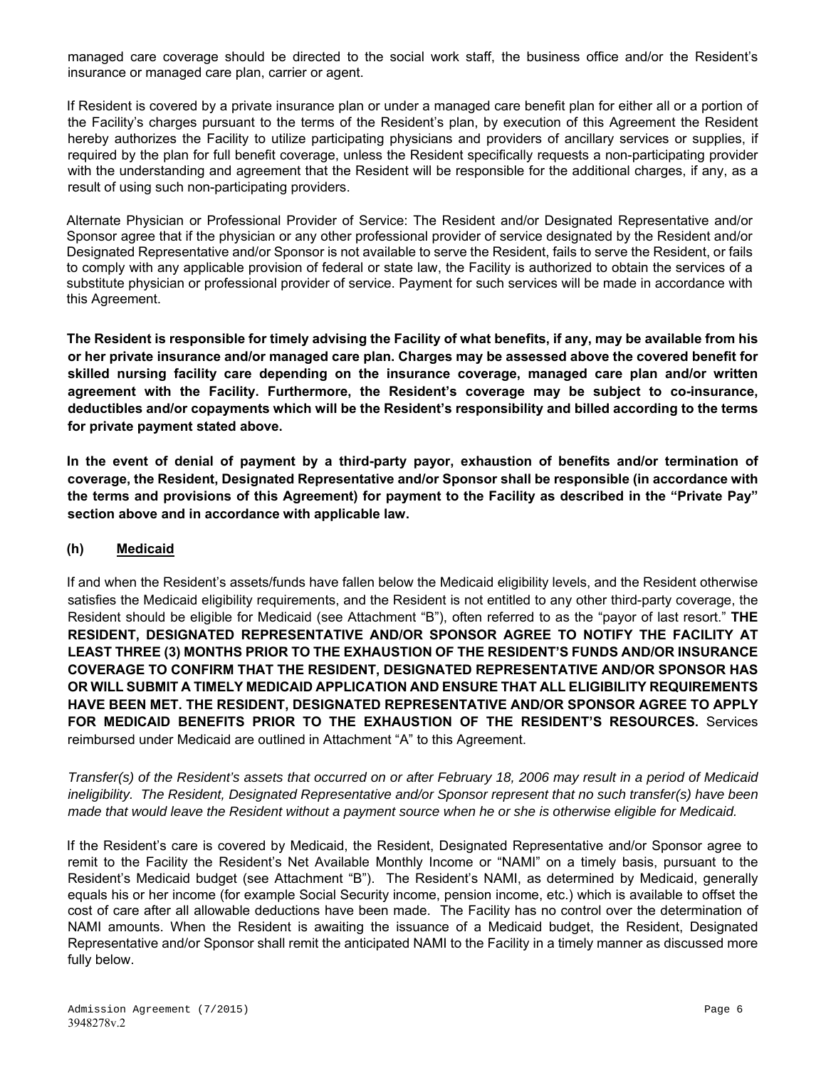managed care coverage should be directed to the social work staff, the business office and/or the Resident's insurance or managed care plan, carrier or agent.

If Resident is covered by a private insurance plan or under a managed care benefit plan for either all or a portion of the Facility's charges pursuant to the terms of the Resident's plan, by execution of this Agreement the Resident hereby authorizes the Facility to utilize participating physicians and providers of ancillary services or supplies, if required by the plan for full benefit coverage, unless the Resident specifically requests a non-participating provider with the understanding and agreement that the Resident will be responsible for the additional charges, if any, as a result of using such non-participating providers.

Alternate Physician or Professional Provider of Service: The Resident and/or Designated Representative and/or Sponsor agree that if the physician or any other professional provider of service designated by the Resident and/or Designated Representative and/or Sponsor is not available to serve the Resident, fails to serve the Resident, or fails to comply with any applicable provision of federal or state law, the Facility is authorized to obtain the services of a substitute physician or professional provider of service. Payment for such services will be made in accordance with this Agreement.

**The Resident is responsible for timely advising the Facility of what benefits, if any, may be available from his or her private insurance and/or managed care plan. Charges may be assessed above the covered benefit for skilled nursing facility care depending on the insurance coverage, managed care plan and/or written agreement with the Facility. Furthermore, the Resident's coverage may be subject to co-insurance, deductibles and/or copayments which will be the Resident's responsibility and billed according to the terms for private payment stated above.**

**In the event of denial of payment by a third-party payor, exhaustion of benefits and/or termination of coverage, the Resident, Designated Representative and/or Sponsor shall be responsible (in accordance with the terms and provisions of this Agreement) for payment to the Facility as described in the "Private Pay" section above and in accordance with applicable law.**

**(h) <u>Medicaid</u>**

If and when the Resident's assets/funds have fallen below the Medicaid eligibility levels, and the Resident otherwise satisfies the Medicaid eligibility requirements, and the Resident is not entitled to any other third-party coverage, the Resident should be eligible for Medicaid (see Attachment "B"), often referred to as the "payor of last resort." **THE RESIDENT, DESIGNATED REPRESENTATIVE AND/OR SPONSOR AGREE TO NOTIFY THE FACILITY AT LEAST THREE (3) MONTHS PRIOR TO THE EXHAUSTION OF THE RESIDENT'S FUNDS AND/OR INSURANCE COVERAGE TO CONFIRM THAT THE RESIDENT, DESIGNATED REPRESENTATIVE AND/OR SPONSOR HAS OR WILL SUBMIT A TIMELY MEDICAID APPLICATION AND ENSURE THAT ALL ELIGIBILITY REQUIREMENTS HAVE BEEN MET. THE RESIDENT, DESIGNATED REPRESENTATIVE AND/OR SPONSOR AGREE TO APPLY FOR MEDICAID BENEFITS PRIOR TO THE EXHAUSTION OF THE RESIDENT'S RESOURCES.** Services reimbursed under Medicaid are outlined in Attachment "A" to this Agreement.

*Transfer(s) of the Resident's assets that occurred on or after February 18, 2006 may result in a period of Medicaid ineligibility. The Resident, Designated Representative and/or Sponsor represent that no such transfer(s) have been made that would leave the Resident without a payment source when he or she is otherwise eligible for Medicaid.*

If the Resident's care is covered by Medicaid, the Resident, Designated Representative and/or Sponsor agree to remit to the Facility the Resident's Net Available Monthly Income or "NAMI" on a timely basis, pursuant to the Resident's Medicaid budget (see Attachment "B"). The Resident's NAMI, as determined by Medicaid, generally equals his or her income (for example Social Security income, pension income, etc.) which is available to offset the cost of care after all allowable deductions have been made. The Facility has no control over the determination of NAMI amounts. When the Resident is awaiting the issuance of a Medicaid budget, the Resident, Designated Representative and/or Sponsor shall remit the anticipated NAMI to the Facility in a timely manner as discussed more fully below.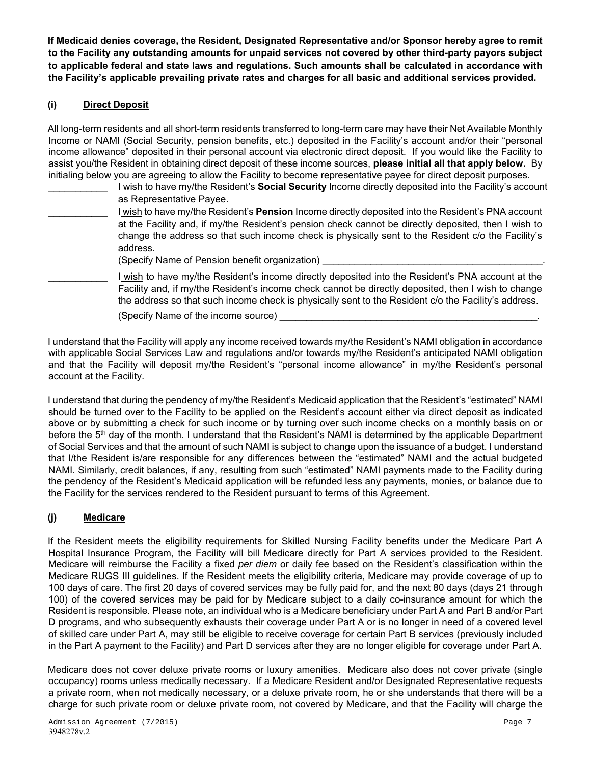**If Medicaid denies coverage, the Resident, Designated Representative and/or Sponsor hereby agree to remit to the Facility any outstanding amounts for unpaid services not covered by other third-party payors subject to applicable federal and state laws and regulations. Such amounts shall be calculated in accordance with the Facility's applicable prevailing private rates and charges for all basic and additional services provided.**

### (i) Direct Deposit

All long-term residents and all short-term residents transferred to long-term care may have their Net Available Monthly Income or NAMI (Social Security, pension benefits, etc.) deposited in the Facility's account and/or their "personal income allowance" deposited in their personal account via electronic direct deposit. If you would like the Facility to assist you/the Resident in obtaining direct deposit of these income sources, **please initial all that apply below.** By initialing below you are agreeing to allow the Facility to become representative payee for direct deposit purposes.

___________ I wish to have my/the Resident's **Social Security** Income directly deposited into the Facility's account as Representative Payee.

___________ I wish to have my/the Resident's **Pension** Income directly deposited into the Resident's PNA account at the Facility and, if my/the Resident's pension check cannot be directly deposited, then I wish to change the address so that such income check is physically sent to the Resident c/o the Facility's address.
(Specify Name of Pension benefit organization) ________________________________________.

___________ I wish to have my/the Resident's income directly deposited into the Resident's PNA account at the Facility and, if my/the Resident's income check cannot be directly deposited, then I wish to change the address so that such income check is physically sent to the Resident c/o the Facility's address.
(Specify Name of the income source) ________________________________________________.

I understand that the Facility will apply any income received towards my/the Resident's NAMI obligation in accordance with applicable Social Services Law and regulations and/or towards my/the Resident's anticipated NAMI obligation and that the Facility will deposit my/the Resident's "personal income allowance" in my/the Resident's personal account at the Facility.

I understand that during the pendency of my/the Resident's Medicaid application that the Resident's "estimated" NAMI should be turned over to the Facility to be applied on the Resident's account either via direct deposit as indicated above or by submitting a check for such income or by turning over such income checks on a monthly basis on or before the 5th day of the month. I understand that the Resident's NAMI is determined by the applicable Department of Social Services and that the amount of such NAMI is subject to change upon the issuance of a budget. I understand that I/the Resident is/are responsible for any differences between the "estimated" NAMI and the actual budgeted NAMI. Similarly, credit balances, if any, resulting from such "estimated" NAMI payments made to the Facility during the pendency of the Resident's Medicaid application will be refunded less any payments, monies, or balance due to the Facility for the services rendered to the Resident pursuant to terms of this Agreement.

### (j) Medicare

If the Resident meets the eligibility requirements for Skilled Nursing Facility benefits under the Medicare Part A Hospital Insurance Program, the Facility will bill Medicare directly for Part A services provided to the Resident. Medicare will reimburse the Facility a fixed *per diem* or daily fee based on the Resident's classification within the Medicare RUGS III guidelines. If the Resident meets the eligibility criteria, Medicare may provide coverage of up to 100 days of care. The first 20 days of covered services may be fully paid for, and the next 80 days (days 21 through 100) of the covered services may be paid for by Medicare subject to a daily co-insurance amount for which the Resident is responsible. Please note, an individual who is a Medicare beneficiary under Part A and Part B and/or Part D programs, and who subsequently exhausts their coverage under Part A or is no longer in need of a covered level of skilled care under Part A, may still be eligible to receive coverage for certain Part B services (previously included in the Part A payment to the Facility) and Part D services after they are no longer eligible for coverage under Part A.

Medicare does not cover deluxe private rooms or luxury amenities. Medicare also does not cover private (single occupancy) rooms unless medically necessary. If a Medicare Resident and/or Designated Representative requests a private room, when not medically necessary, or a deluxe private room, he or she understands that there will be a charge for such private room or deluxe private room, not covered by Medicare, and that the Facility will charge the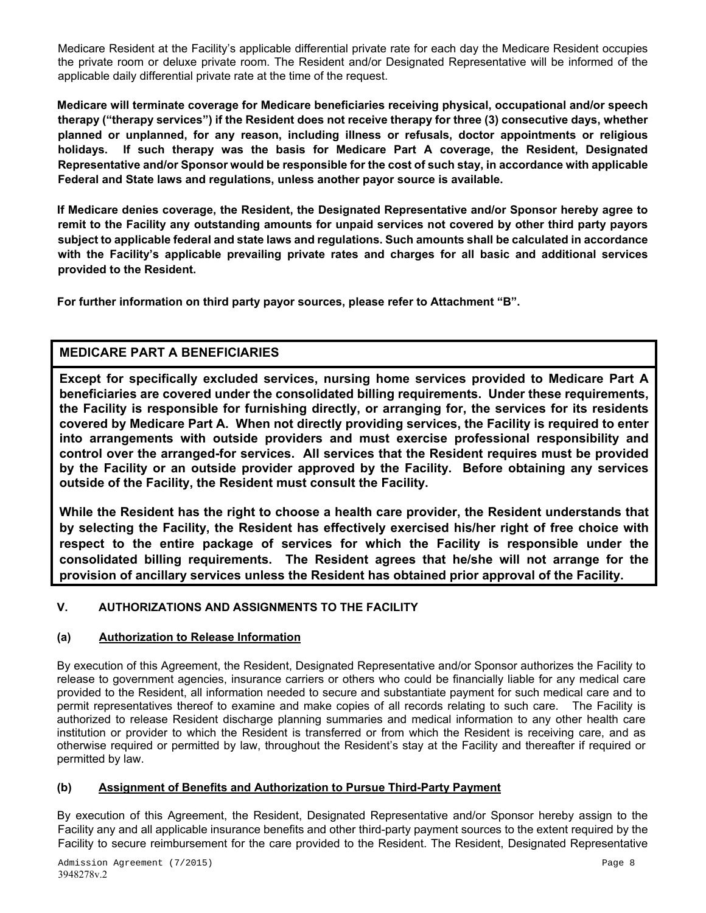Medicare Resident at the Facility's applicable differential private rate for each day the Medicare Resident occupies the private room or deluxe private room. The Resident and/or Designated Representative will be informed of the applicable daily differential private rate at the time of the request.

**Medicare will terminate coverage for Medicare beneficiaries receiving physical, occupational and/or speech therapy ("therapy services") if the Resident does not receive therapy for three (3) consecutive days, whether planned or unplanned, for any reason, including illness or refusals, doctor appointments or religious holidays. If such therapy was the basis for Medicare Part A coverage, the Resident, Designated Representative and/or Sponsor would be responsible for the cost of such stay, in accordance with applicable Federal and State laws and regulations, unless another payor source is available.**

**If Medicare denies coverage, the Resident, the Designated Representative and/or Sponsor hereby agree to remit to the Facility any outstanding amounts for unpaid services not covered by other third party payors subject to applicable federal and state laws and regulations. Such amounts shall be calculated in accordance with the Facility's applicable prevailing private rates and charges for all basic and additional services provided to the Resident.**

**For further information on third party payor sources, please refer to Attachment "B".**

**MEDICARE PART A BENEFICIARIES**

**Except for specifically excluded services, nursing home services provided to Medicare Part A beneficiaries are covered under the consolidated billing requirements. Under these requirements, the Facility is responsible for furnishing directly, or arranging for, the services for its residents covered by Medicare Part A. When not directly providing services, the Facility is required to enter into arrangements with outside providers and must exercise professional responsibility and control over the arranged-for services. All services that the Resident requires must be provided by the Facility or an outside provider approved by the Facility. Before obtaining any services outside of the Facility, the Resident must consult the Facility.**

**While the Resident has the right to choose a health care provider, the Resident understands that by selecting the Facility, the Resident has effectively exercised his/her right of free choice with respect to the entire package of services for which the Facility is responsible under the consolidated billing requirements. The Resident agrees that he/she will not arrange for the provision of ancillary services unless the Resident has obtained prior approval of the Facility.**

## V. AUTHORIZATIONS AND ASSIGNMENTS TO THE FACILITY

### (a) Authorization to Release Information

By execution of this Agreement, the Resident, Designated Representative and/or Sponsor authorizes the Facility to release to government agencies, insurance carriers or others who could be financially liable for any medical care provided to the Resident, all information needed to secure and substantiate payment for such medical care and to permit representatives thereof to examine and make copies of all records relating to such care. The Facility is authorized to release Resident discharge planning summaries and medical information to any other health care institution or provider to which the Resident is transferred or from which the Resident is receiving care, and as otherwise required or permitted by law, throughout the Resident's stay at the Facility and thereafter if required or permitted by law.

### (b) Assignment of Benefits and Authorization to Pursue Third-Party Payment

By execution of this Agreement, the Resident, Designated Representative and/or Sponsor hereby assign to the Facility any and all applicable insurance benefits and other third-party payment sources to the extent required by the Facility to secure reimbursement for the care provided to the Resident. The Resident, Designated Representative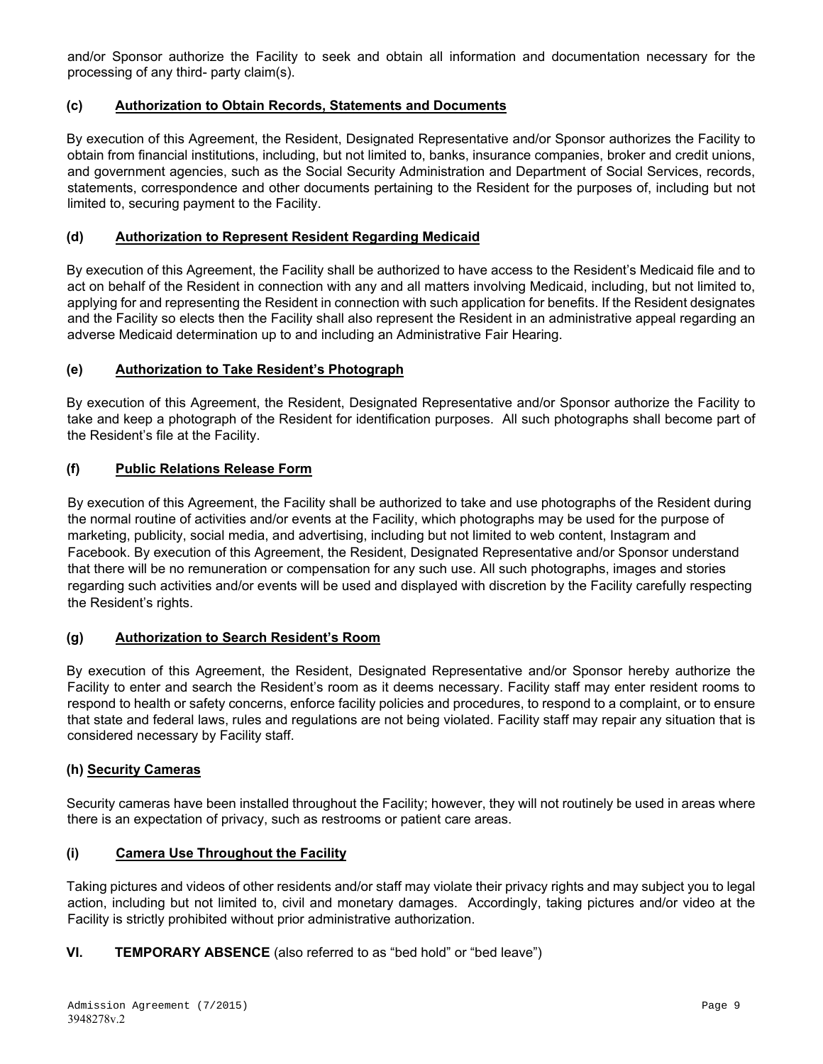and/or Sponsor authorize the Facility to seek and obtain all information and documentation necessary for the processing of any third- party claim(s).

### (c) <u>Authorization to Obtain Records, Statements and Documents</u>

By execution of this Agreement, the Resident, Designated Representative and/or Sponsor authorizes the Facility to obtain from financial institutions, including, but not limited to, banks, insurance companies, broker and credit unions, and government agencies, such as the Social Security Administration and Department of Social Services, records, statements, correspondence and other documents pertaining to the Resident for the purposes of, including but not limited to, securing payment to the Facility.

### (d) <u>Authorization to Represent Resident Regarding Medicaid</u>

By execution of this Agreement, the Facility shall be authorized to have access to the Resident's Medicaid file and to act on behalf of the Resident in connection with any and all matters involving Medicaid, including, but not limited to, applying for and representing the Resident in connection with such application for benefits. If the Resident designates and the Facility so elects then the Facility shall also represent the Resident in an administrative appeal regarding an adverse Medicaid determination up to and including an Administrative Fair Hearing.

### (e) <u>Authorization to Take Resident's Photograph</u>

By execution of this Agreement, the Resident, Designated Representative and/or Sponsor authorize the Facility to take and keep a photograph of the Resident for identification purposes. All such photographs shall become part of the Resident's file at the Facility.

### (f) <u>Public Relations Release Form</u>

By execution of this Agreement, the Facility shall be authorized to take and use photographs of the Resident during the normal routine of activities and/or events at the Facility, which photographs may be used for the purpose of marketing, publicity, social media, and advertising, including but not limited to web content, Instagram and Facebook. By execution of this Agreement, the Resident, Designated Representative and/or Sponsor understand that there will be no remuneration or compensation for any such use. All such photographs, images and stories regarding such activities and/or events will be used and displayed with discretion by the Facility carefully respecting the Resident's rights.

### (g) <u>Authorization to Search Resident's Room</u>

By execution of this Agreement, the Resident, Designated Representative and/or Sponsor hereby authorize the Facility to enter and search the Resident's room as it deems necessary. Facility staff may enter resident rooms to respond to health or safety concerns, enforce facility policies and procedures, to respond to a complaint, or to ensure that state and federal laws, rules and regulations are not being violated. Facility staff may repair any situation that is considered necessary by Facility staff.

### (h) <u>Security Cameras</u>

Security cameras have been installed throughout the Facility; however, they will not routinely be used in areas where there is an expectation of privacy, such as restrooms or patient care areas.

### (i) <u>Camera Use Throughout the Facility</u>

Taking pictures and videos of other residents and/or staff may violate their privacy rights and may subject you to legal action, including but not limited to, civil and monetary damages. Accordingly, taking pictures and/or video at the Facility is strictly prohibited without prior administrative authorization.

## VI. TEMPORARY ABSENCE (also referred to as "bed hold" or "bed leave")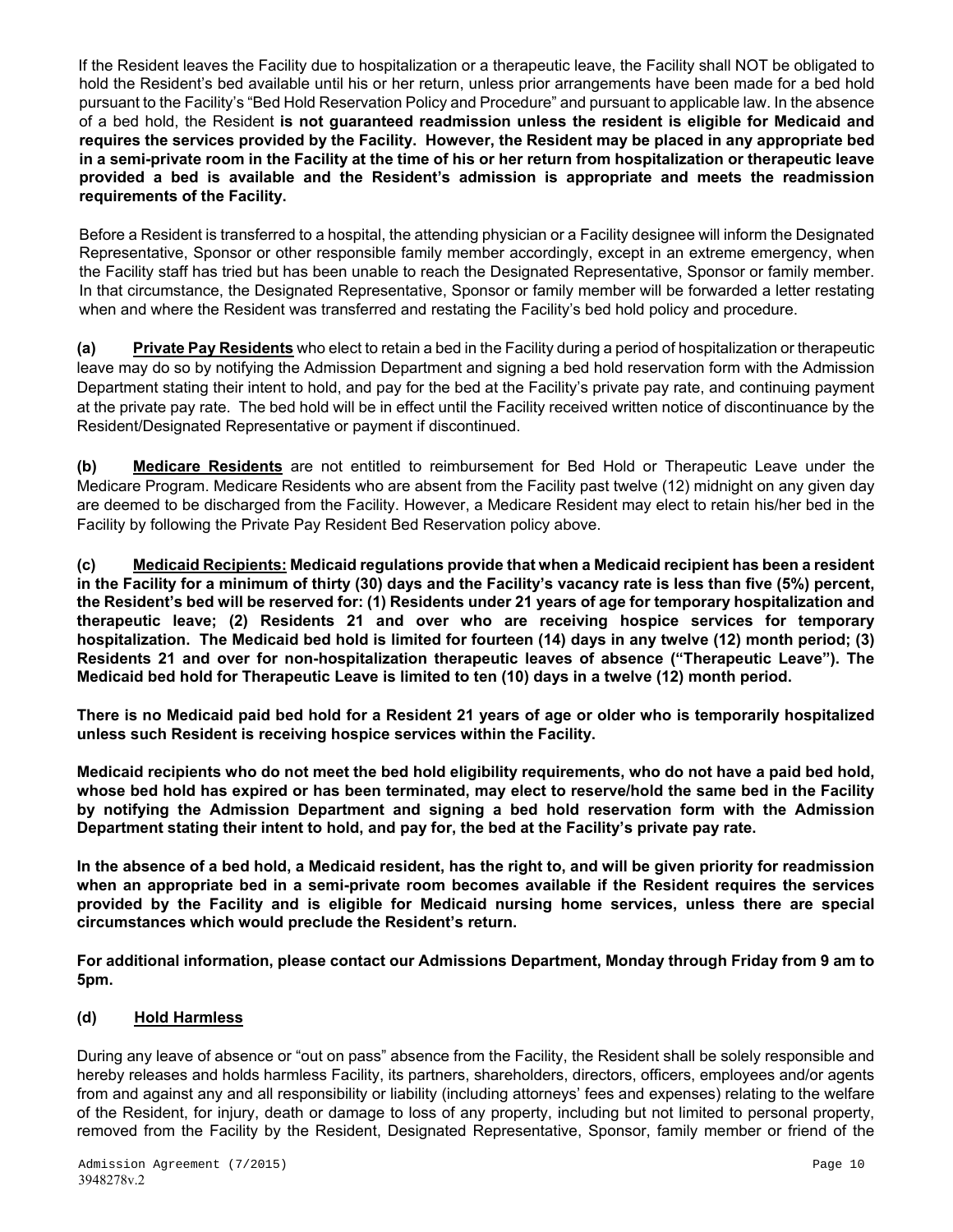If the Resident leaves the Facility due to hospitalization or a therapeutic leave, the Facility shall NOT be obligated to hold the Resident's bed available until his or her return, unless prior arrangements have been made for a bed hold pursuant to the Facility's "Bed Hold Reservation Policy and Procedure" and pursuant to applicable law. In the absence of a bed hold, the Resident **is not guaranteed readmission unless the resident is eligible for Medicaid and requires the services provided by the Facility. However, the Resident may be placed in any appropriate bed in a semi-private room in the Facility at the time of his or her return from hospitalization or therapeutic leave provided a bed is available and the Resident's admission is appropriate and meets the readmission requirements of the Facility.**

Before a Resident is transferred to a hospital, the attending physician or a Facility designee will inform the Designated Representative, Sponsor or other responsible family member accordingly, except in an extreme emergency, when the Facility staff has tried but has been unable to reach the Designated Representative, Sponsor or family member. In that circumstance, the Designated Representative, Sponsor or family member will be forwarded a letter restating when and where the Resident was transferred and restating the Facility's bed hold policy and procedure.

**(a)** **<u>Private Pay Residents</u>** who elect to retain a bed in the Facility during a period of hospitalization or therapeutic leave may do so by notifying the Admission Department and signing a bed hold reservation form with the Admission Department stating their intent to hold, and pay for the bed at the Facility's private pay rate, and continuing payment at the private pay rate. The bed hold will be in effect until the Facility received written notice of discontinuance by the Resident/Designated Representative or payment if discontinued.

**(b)** **<u>Medicare Residents</u>** are not entitled to reimbursement for Bed Hold or Therapeutic Leave under the Medicare Program. Medicare Residents who are absent from the Facility past twelve (12) midnight on any given day are deemed to be discharged from the Facility. However, a Medicare Resident may elect to retain his/her bed in the Facility by following the Private Pay Resident Bed Reservation policy above.

**(c)** **<u>Medicaid Recipients:</u> Medicaid regulations provide that when a Medicaid recipient has been a resident in the Facility for a minimum of thirty (30) days and the Facility's vacancy rate is less than five (5%) percent, the Resident's bed will be reserved for: (1) Residents under 21 years of age for temporary hospitalization and therapeutic leave; (2) Residents 21 and over who are receiving hospice services for temporary hospitalization. The Medicaid bed hold is limited for fourteen (14) days in any twelve (12) month period; (3) Residents 21 and over for non-hospitalization therapeutic leaves of absence ("Therapeutic Leave"). The Medicaid bed hold for Therapeutic Leave is limited to ten (10) days in a twelve (12) month period.**

**There is no Medicaid paid bed hold for a Resident 21 years of age or older who is temporarily hospitalized unless such Resident is receiving hospice services within the Facility.**

**Medicaid recipients who do not meet the bed hold eligibility requirements, who do not have a paid bed hold, whose bed hold has expired or has been terminated, may elect to reserve/hold the same bed in the Facility by notifying the Admission Department and signing a bed hold reservation form with the Admission Department stating their intent to hold, and pay for, the bed at the Facility's private pay rate.**

**In the absence of a bed hold, a Medicaid resident, has the right to, and will be given priority for readmission when an appropriate bed in a semi-private room becomes available if the Resident requires the services provided by the Facility and is eligible for Medicaid nursing home services, unless there are special circumstances which would preclude the Resident's return.**

**For additional information, please contact our Admissions Department, Monday through Friday from 9 am to 5pm.**

**(d)** **<u>Hold Harmless</u>**

During any leave of absence or "out on pass" absence from the Facility, the Resident shall be solely responsible and hereby releases and holds harmless Facility, its partners, shareholders, directors, officers, employees and/or agents from and against any and all responsibility or liability (including attorneys' fees and expenses) relating to the welfare of the Resident, for injury, death or damage to loss of any property, including but not limited to personal property, removed from the Facility by the Resident, Designated Representative, Sponsor, family member or friend of the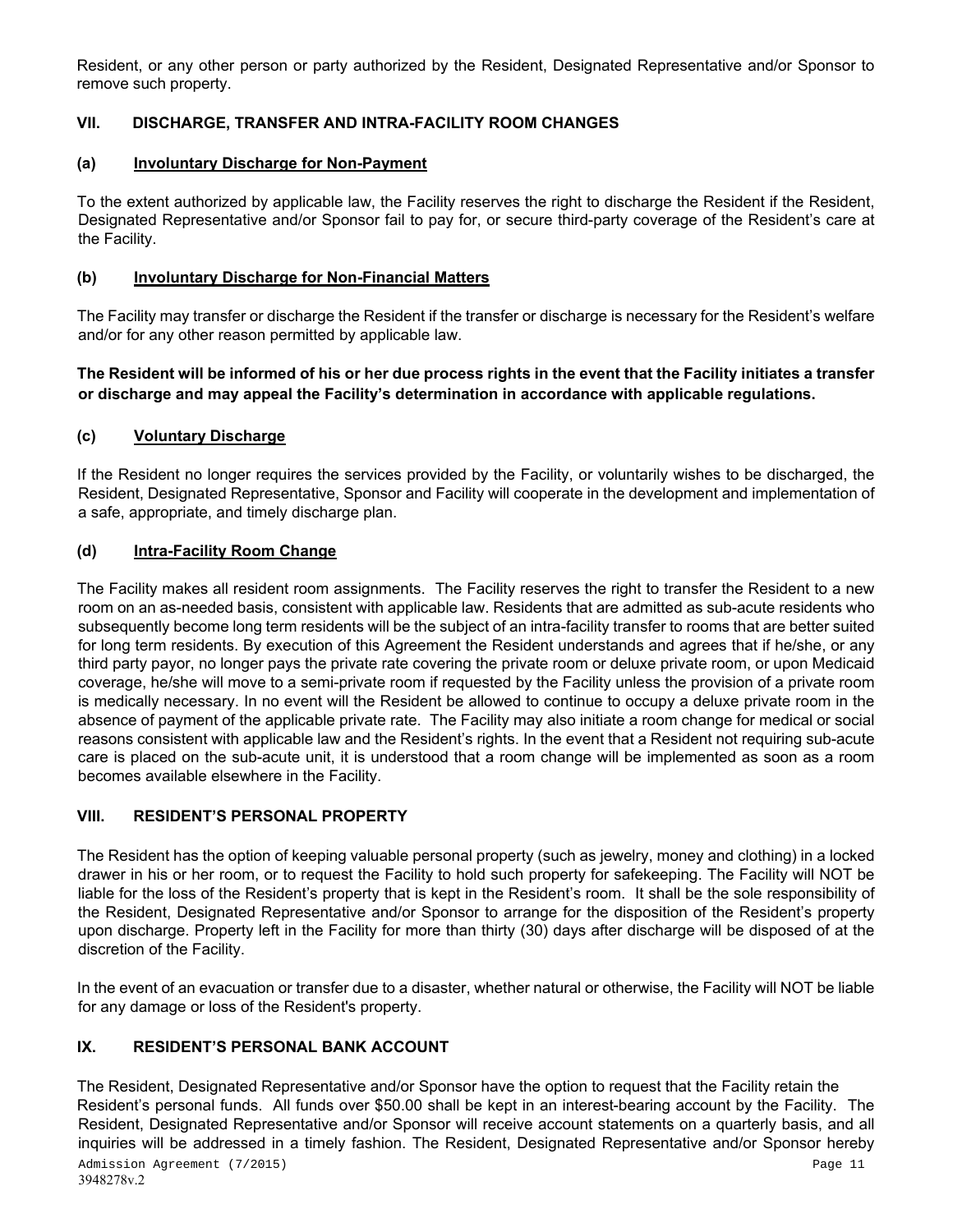Resident, or any other person or party authorized by the Resident, Designated Representative and/or Sponsor to remove such property.

## VII. DISCHARGE, TRANSFER AND INTRA-FACILITY ROOM CHANGES

### (a) Involuntary Discharge for Non-Payment

To the extent authorized by applicable law, the Facility reserves the right to discharge the Resident if the Resident, Designated Representative and/or Sponsor fail to pay for, or secure third-party coverage of the Resident's care at the Facility.

### (b) Involuntary Discharge for Non-Financial Matters

The Facility may transfer or discharge the Resident if the transfer or discharge is necessary for the Resident's welfare and/or for any other reason permitted by applicable law.

**The Resident will be informed of his or her due process rights in the event that the Facility initiates a transfer or discharge and may appeal the Facility's determination in accordance with applicable regulations.**

### (c) Voluntary Discharge

If the Resident no longer requires the services provided by the Facility, or voluntarily wishes to be discharged, the Resident, Designated Representative, Sponsor and Facility will cooperate in the development and implementation of a safe, appropriate, and timely discharge plan.

### (d) Intra-Facility Room Change

The Facility makes all resident room assignments. The Facility reserves the right to transfer the Resident to a new room on an as-needed basis, consistent with applicable law. Residents that are admitted as sub-acute residents who subsequently become long term residents will be the subject of an intra-facility transfer to rooms that are better suited for long term residents. By execution of this Agreement the Resident understands and agrees that if he/she, or any third party payor, no longer pays the private rate covering the private room or deluxe private room, or upon Medicaid coverage, he/she will move to a semi-private room if requested by the Facility unless the provision of a private room is medically necessary. In no event will the Resident be allowed to continue to occupy a deluxe private room in the absence of payment of the applicable private rate. The Facility may also initiate a room change for medical or social reasons consistent with applicable law and the Resident's rights. In the event that a Resident not requiring sub-acute care is placed on the sub-acute unit, it is understood that a room change will be implemented as soon as a room becomes available elsewhere in the Facility.

## VIII. RESIDENT'S PERSONAL PROPERTY

The Resident has the option of keeping valuable personal property (such as jewelry, money and clothing) in a locked drawer in his or her room, or to request the Facility to hold such property for safekeeping. The Facility will NOT be liable for the loss of the Resident's property that is kept in the Resident's room. It shall be the sole responsibility of the Resident, Designated Representative and/or Sponsor to arrange for the disposition of the Resident's property upon discharge. Property left in the Facility for more than thirty (30) days after discharge will be disposed of at the discretion of the Facility.

In the event of an evacuation or transfer due to a disaster, whether natural or otherwise, the Facility will NOT be liable for any damage or loss of the Resident's property.

## IX. RESIDENT'S PERSONAL BANK ACCOUNT

The Resident, Designated Representative and/or Sponsor have the option to request that the Facility retain the Resident's personal funds. All funds over $50.00 shall be kept in an interest-bearing account by the Facility. The Resident, Designated Representative and/or Sponsor will receive account statements on a quarterly basis, and all inquiries will be addressed in a timely fashion. The Resident, Designated Representative and/or Sponsor hereby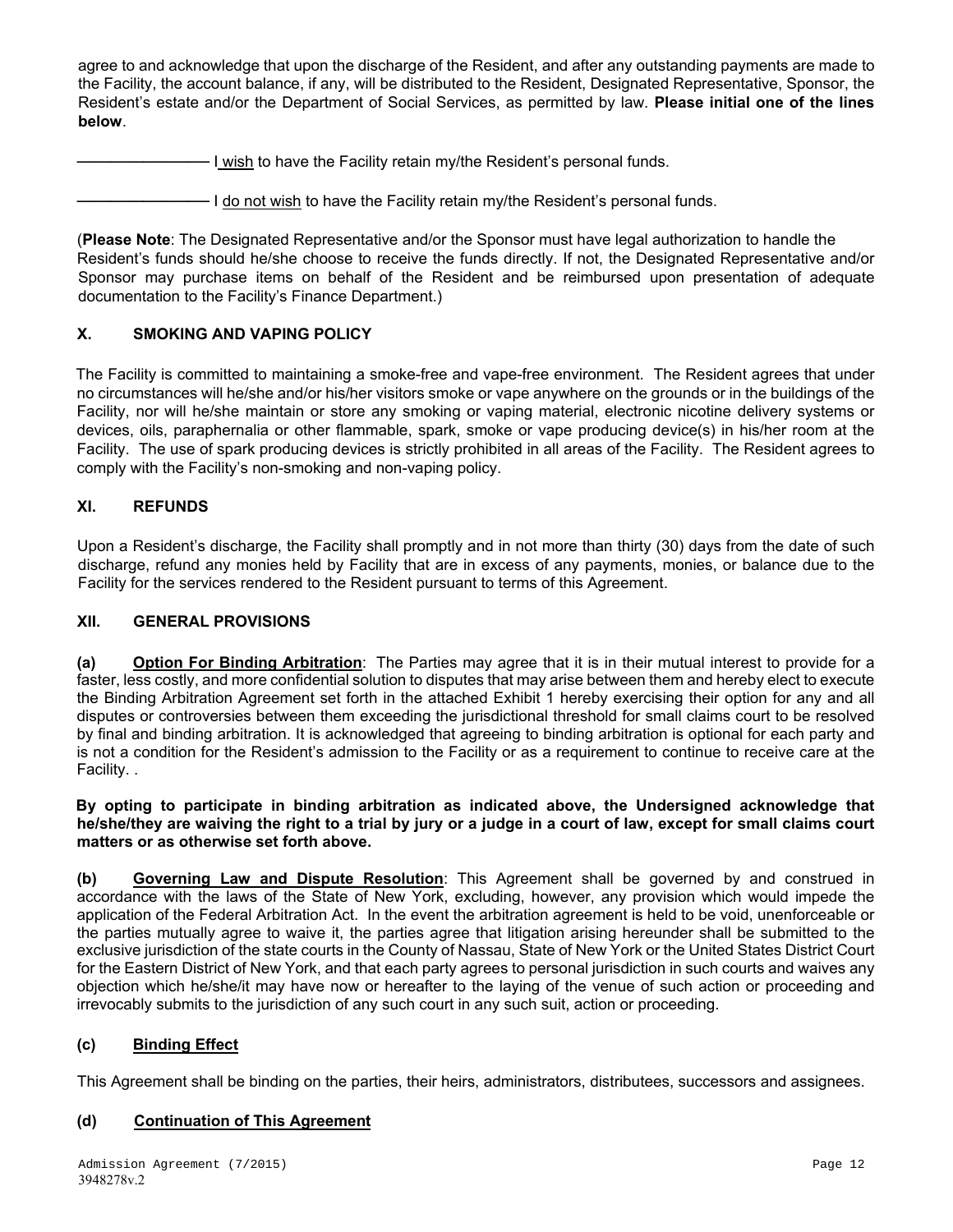agree to and acknowledge that upon the discharge of the Resident, and after any outstanding payments are made to the Facility, the account balance, if any, will be distributed to the Resident, Designated Representative, Sponsor, the Resident's estate and/or the Department of Social Services, as permitted by law. **Please initial one of the lines below**.

_______________ I wish to have the Facility retain my/the Resident's personal funds.

_______________ I do not wish to have the Facility retain my/the Resident's personal funds.

(**Please Note**: The Designated Representative and/or the Sponsor must have legal authorization to handle the Resident's funds should he/she choose to receive the funds directly. If not, the Designated Representative and/or Sponsor may purchase items on behalf of the Resident and be reimbursed upon presentation of adequate documentation to the Facility's Finance Department.)

## X. SMOKING AND VAPING POLICY

The Facility is committed to maintaining a smoke-free and vape-free environment. The Resident agrees that under no circumstances will he/she and/or his/her visitors smoke or vape anywhere on the grounds or in the buildings of the Facility, nor will he/she maintain or store any smoking or vaping material, electronic nicotine delivery systems or devices, oils, paraphernalia or other flammable, spark, smoke or vape producing device(s) in his/her room at the Facility. The use of spark producing devices is strictly prohibited in all areas of the Facility. The Resident agrees to comply with the Facility's non-smoking and non-vaping policy.

## XI. REFUNDS

Upon a Resident's discharge, the Facility shall promptly and in not more than thirty (30) days from the date of such discharge, refund any monies held by Facility that are in excess of any payments, monies, or balance due to the Facility for the services rendered to the Resident pursuant to terms of this Agreement.

## XII. GENERAL PROVISIONS

**(a) Option For Binding Arbitration**: The Parties may agree that it is in their mutual interest to provide for a faster, less costly, and more confidential solution to disputes that may arise between them and hereby elect to execute the Binding Arbitration Agreement set forth in the attached Exhibit 1 hereby exercising their option for any and all disputes or controversies between them exceeding the jurisdictional threshold for small claims court to be resolved by final and binding arbitration. It is acknowledged that agreeing to binding arbitration is optional for each party and is not a condition for the Resident's admission to the Facility or as a requirement to continue to receive care at the Facility. .

**By opting to participate in binding arbitration as indicated above, the Undersigned acknowledge that he/she/they are waiving the right to a trial by jury or a judge in a court of law, except for small claims court matters or as otherwise set forth above.**

**(b) Governing Law and Dispute Resolution**: This Agreement shall be governed by and construed in accordance with the laws of the State of New York, excluding, however, any provision which would impede the application of the Federal Arbitration Act. In the event the arbitration agreement is held to be void, unenforceable or the parties mutually agree to waive it, the parties agree that litigation arising hereunder shall be submitted to the exclusive jurisdiction of the state courts in the County of Nassau, State of New York or the United States District Court for the Eastern District of New York, and that each party agrees to personal jurisdiction in such courts and waives any objection which he/she/it may have now or hereafter to the laying of the venue of such action or proceeding and irrevocably submits to the jurisdiction of any such court in any such suit, action or proceeding.

**(c) Binding Effect**

This Agreement shall be binding on the parties, their heirs, administrators, distributees, successors and assignees.

**(d) Continuation of This Agreement**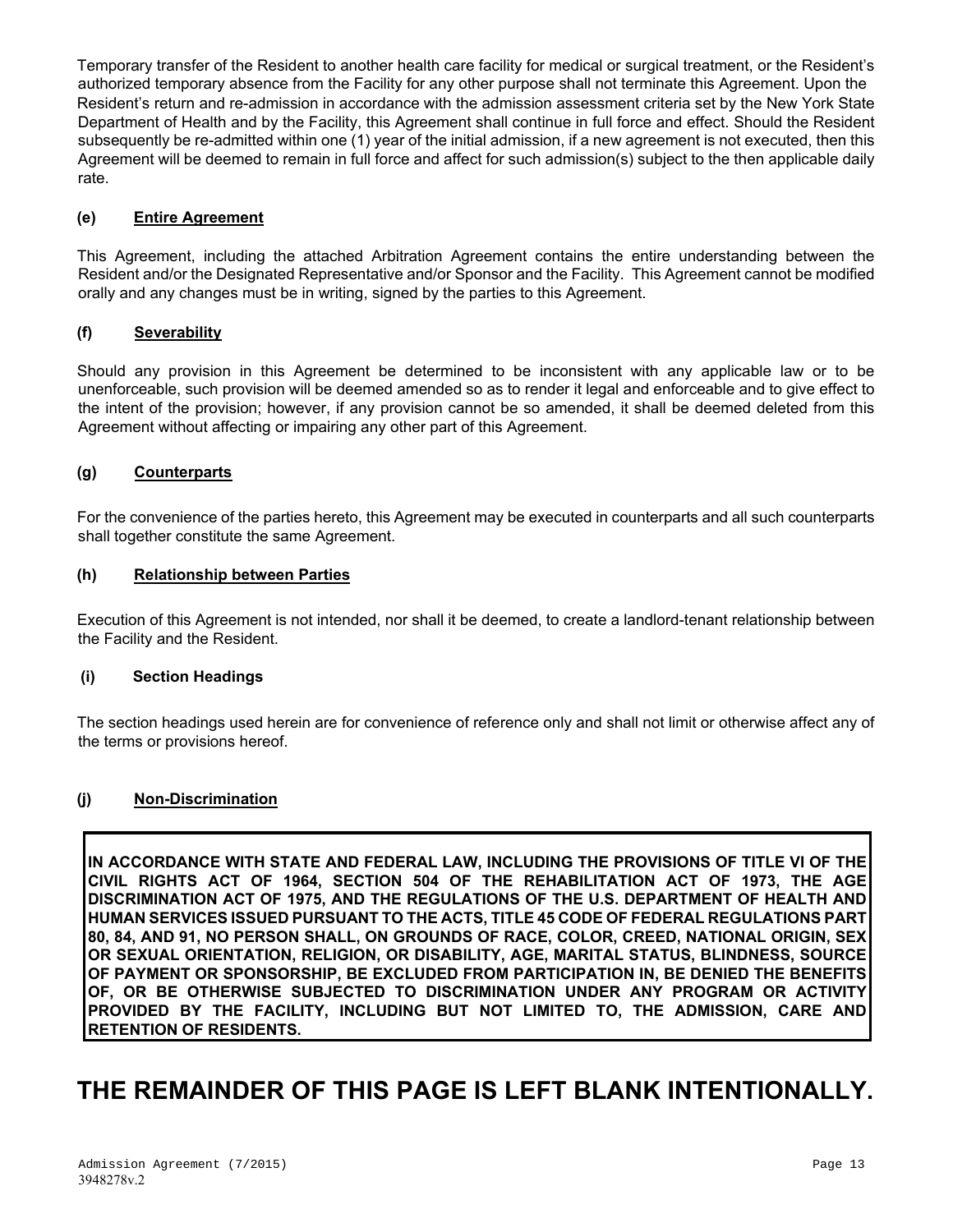Temporary transfer of the Resident to another health care facility for medical or surgical treatment, or the Resident's authorized temporary absence from the Facility for any other purpose shall not terminate this Agreement. Upon the Resident's return and re-admission in accordance with the admission assessment criteria set by the New York State Department of Health and by the Facility, this Agreement shall continue in full force and effect. Should the Resident subsequently be re-admitted within one (1) year of the initial admission, if a new agreement is not executed, then this Agreement will be deemed to remain in full force and affect for such admission(s) subject to the then applicable daily rate.

**(e) Entire Agreement**

This Agreement, including the attached Arbitration Agreement contains the entire understanding between the Resident and/or the Designated Representative and/or Sponsor and the Facility. This Agreement cannot be modified orally and any changes must be in writing, signed by the parties to this Agreement.

**(f) Severability**

Should any provision in this Agreement be determined to be inconsistent with any applicable law or to be unenforceable, such provision will be deemed amended so as to render it legal and enforceable and to give effect to the intent of the provision; however, if any provision cannot be so amended, it shall be deemed deleted from this Agreement without affecting or impairing any other part of this Agreement.

**(g) Counterparts**

For the convenience of the parties hereto, this Agreement may be executed in counterparts and all such counterparts shall together constitute the same Agreement.

**(h) Relationship between Parties**

Execution of this Agreement is not intended, nor shall it be deemed, to create a landlord-tenant relationship between the Facility and the Resident.

**(i) Section Headings**

The section headings used herein are for convenience of reference only and shall not limit or otherwise affect any of the terms or provisions hereof.

**(j) Non-Discrimination**

**IN ACCORDANCE WITH STATE AND FEDERAL LAW, INCLUDING THE PROVISIONS OF TITLE VI OF THE CIVIL RIGHTS ACT OF 1964, SECTION 504 OF THE REHABILITATION ACT OF 1973, THE AGE DISCRIMINATION ACT OF 1975, AND THE REGULATIONS OF THE U.S. DEPARTMENT OF HEALTH AND HUMAN SERVICES ISSUED PURSUANT TO THE ACTS, TITLE 45 CODE OF FEDERAL REGULATIONS PART 80, 84, AND 91, NO PERSON SHALL, ON GROUNDS OF RACE, COLOR, CREED, NATIONAL ORIGIN, SEX OR SEXUAL ORIENTATION, RELIGION, OR DISABILITY, AGE, MARITAL STATUS, BLINDNESS, SOURCE OF PAYMENT OR SPONSORSHIP, BE EXCLUDED FROM PARTICIPATION IN, BE DENIED THE BENEFITS OF, OR BE OTHERWISE SUBJECTED TO DISCRIMINATION UNDER ANY PROGRAM OR ACTIVITY PROVIDED BY THE FACILITY, INCLUDING BUT NOT LIMITED TO, THE ADMISSION, CARE AND RETENTION OF RESIDENTS.**

# THE REMAINDER OF THIS PAGE IS LEFT BLANK INTENTIONALLY.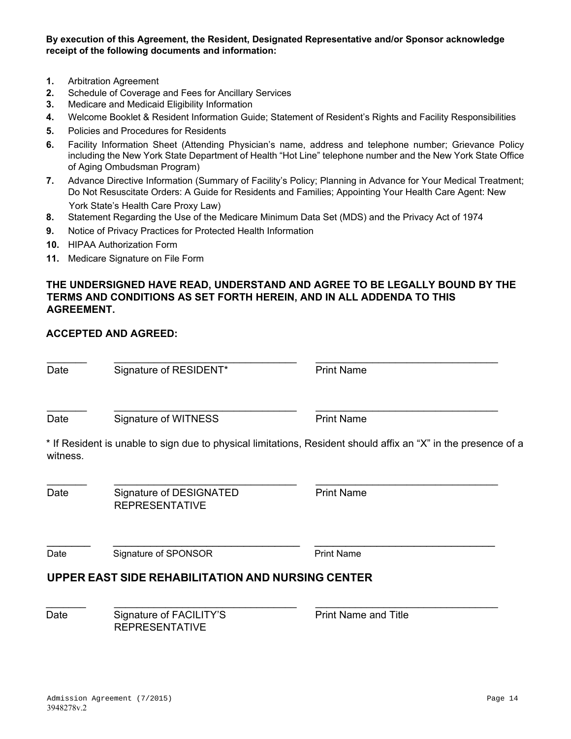**By execution of this Agreement, the Resident, Designated Representative and/or Sponsor acknowledge receipt of the following documents and information:**

1. Arbitration Agreement
2. Schedule of Coverage and Fees for Ancillary Services
3. Medicare and Medicaid Eligibility Information
4. Welcome Booklet & Resident Information Guide; Statement of Resident's Rights and Facility Responsibilities
5. Policies and Procedures for Residents
6. Facility Information Sheet (Attending Physician's name, address and telephone number; Grievance Policy including the New York State Department of Health "Hot Line" telephone number and the New York State Office of Aging Ombudsman Program)
7. Advance Directive Information (Summary of Facility's Policy; Planning in Advance for Your Medical Treatment; Do Not Resuscitate Orders: A Guide for Residents and Families; Appointing Your Health Care Agent: New York State's Health Care Proxy Law)
8. Statement Regarding the Use of the Medicare Minimum Data Set (MDS) and the Privacy Act of 1974
9. Notice of Privacy Practices for Protected Health Information
10. HIPAA Authorization Form
11. Medicare Signature on File Form

**THE UNDERSIGNED HAVE READ, UNDERSTAND AND AGREE TO BE LEGALLY BOUND BY THE TERMS AND CONDITIONS AS SET FORTH HEREIN, AND IN ALL ADDENDA TO THIS AGREEMENT.**

**ACCEPTED AND AGREED:**

_______ &nbsp;&nbsp; _________________________________ &nbsp;&nbsp; _________________________________
Date &nbsp;&nbsp; Signature of RESIDENT* &nbsp;&nbsp; Print Name

_______ &nbsp;&nbsp; _________________________________ &nbsp;&nbsp; _________________________________
Date &nbsp;&nbsp; Signature of WITNESS &nbsp;&nbsp; Print Name

\* If Resident is unable to sign due to physical limitations, Resident should affix an "X" in the presence of a witness.

_______ &nbsp;&nbsp; _________________________________ &nbsp;&nbsp; _________________________________
Date &nbsp;&nbsp; Signature of DESIGNATED REPRESENTATIVE &nbsp;&nbsp; Print Name

_______ &nbsp;&nbsp; _________________________________ &nbsp;&nbsp; _________________________________
Date &nbsp;&nbsp; Signature of SPONSOR &nbsp;&nbsp; Print Name

## UPPER EAST SIDE REHABILITATION AND NURSING CENTER

_______ &nbsp;&nbsp; _________________________________ &nbsp;&nbsp; _________________________________
Date &nbsp;&nbsp; Signature of FACILITY'S REPRESENTATIVE &nbsp;&nbsp; Print Name and Title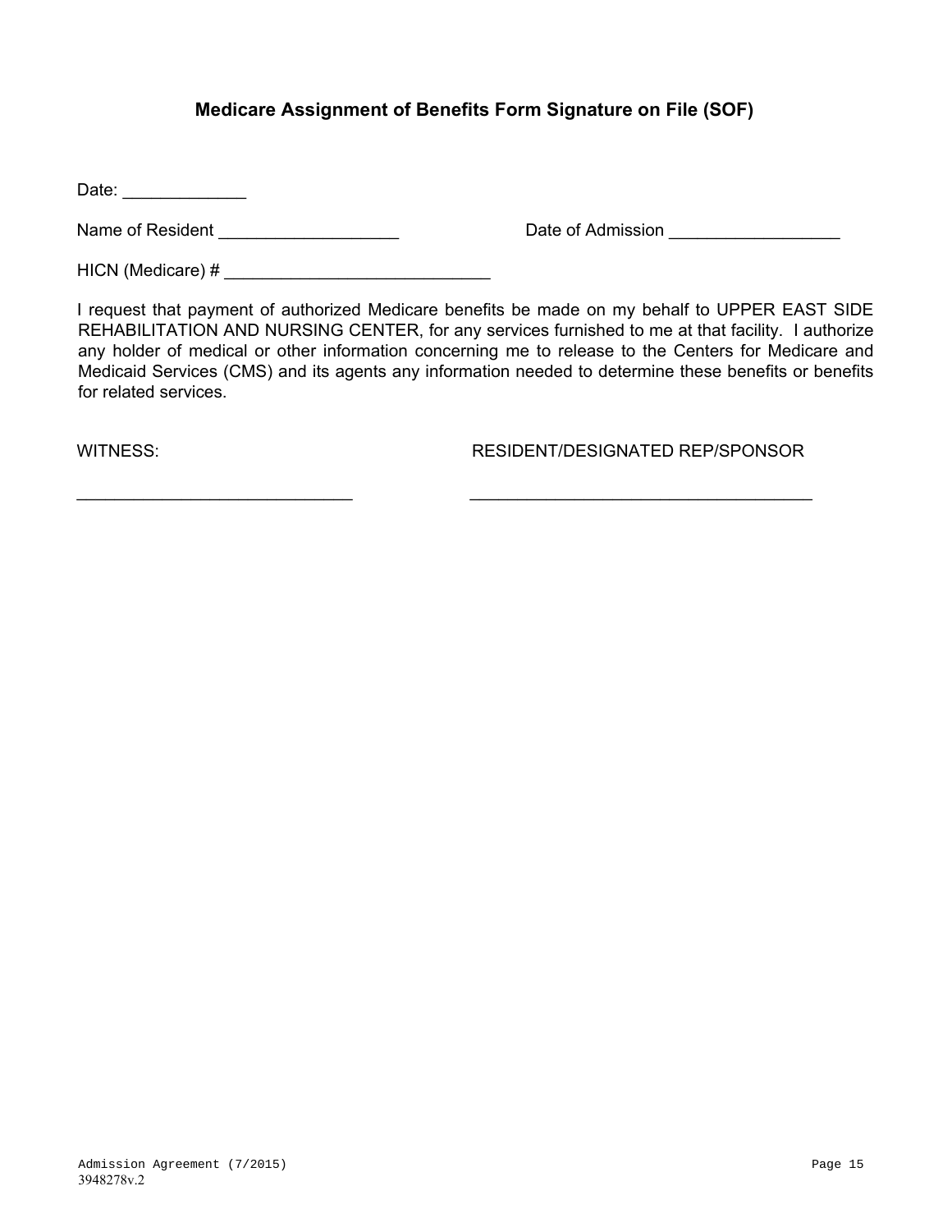## Medicare Assignment of Benefits Form Signature on File (SOF)

Date: _____________

Name of Resident ___________________ Date of Admission __________________

HICN (Medicare) # ____________________________

I request that payment of authorized Medicare benefits be made on my behalf to UPPER EAST SIDE REHABILITATION AND NURSING CENTER, for any services furnished to me at that facility. I authorize any holder of medical or other information concerning me to release to the Centers for Medicare and Medicaid Services (CMS) and its agents any information needed to determine these benefits or benefits for related services.

WITNESS: RESIDENT/DESIGNATED REP/SPONSOR

_____________________________ ____________________________________

Admission Agreement (7/2015)
3948278v.2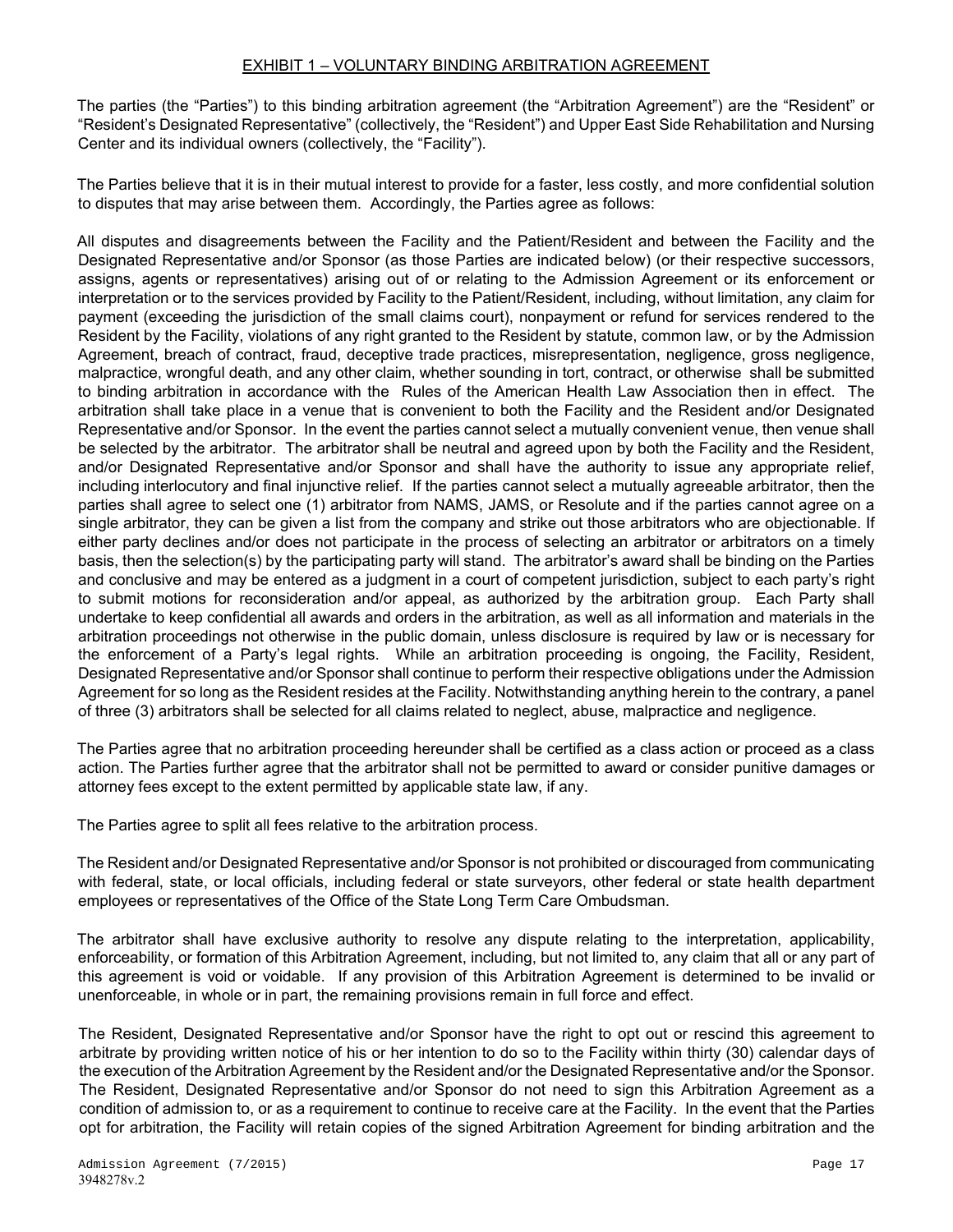## EXHIBIT 1 – VOLUNTARY BINDING ARBITRATION AGREEMENT

The parties (the "Parties") to this binding arbitration agreement (the "Arbitration Agreement") are the "Resident" or "Resident's Designated Representative" (collectively, the "Resident") and Upper East Side Rehabilitation and Nursing Center and its individual owners (collectively, the "Facility").

The Parties believe that it is in their mutual interest to provide for a faster, less costly, and more confidential solution to disputes that may arise between them. Accordingly, the Parties agree as follows:

All disputes and disagreements between the Facility and the Patient/Resident and between the Facility and the Designated Representative and/or Sponsor (as those Parties are indicated below) (or their respective successors, assigns, agents or representatives) arising out of or relating to the Admission Agreement or its enforcement or interpretation or to the services provided by Facility to the Patient/Resident, including, without limitation, any claim for payment (exceeding the jurisdiction of the small claims court), nonpayment or refund for services rendered to the Resident by the Facility, violations of any right granted to the Resident by statute, common law, or by the Admission Agreement, breach of contract, fraud, deceptive trade practices, misrepresentation, negligence, gross negligence, malpractice, wrongful death, and any other claim, whether sounding in tort, contract, or otherwise shall be submitted to binding arbitration in accordance with the Rules of the American Health Law Association then in effect. The arbitration shall take place in a venue that is convenient to both the Facility and the Resident and/or Designated Representative and/or Sponsor. In the event the parties cannot select a mutually convenient venue, then venue shall be selected by the arbitrator. The arbitrator shall be neutral and agreed upon by both the Facility and the Resident, and/or Designated Representative and/or Sponsor and shall have the authority to issue any appropriate relief, including interlocutory and final injunctive relief. If the parties cannot select a mutually agreeable arbitrator, then the parties shall agree to select one (1) arbitrator from NAMS, JAMS, or Resolute and if the parties cannot agree on a single arbitrator, they can be given a list from the company and strike out those arbitrators who are objectionable. If either party declines and/or does not participate in the process of selecting an arbitrator or arbitrators on a timely basis, then the selection(s) by the participating party will stand. The arbitrator's award shall be binding on the Parties and conclusive and may be entered as a judgment in a court of competent jurisdiction, subject to each party's right to submit motions for reconsideration and/or appeal, as authorized by the arbitration group. Each Party shall undertake to keep confidential all awards and orders in the arbitration, as well as all information and materials in the arbitration proceedings not otherwise in the public domain, unless disclosure is required by law or is necessary for the enforcement of a Party's legal rights. While an arbitration proceeding is ongoing, the Facility, Resident, Designated Representative and/or Sponsor shall continue to perform their respective obligations under the Admission Agreement for so long as the Resident resides at the Facility. Notwithstanding anything herein to the contrary, a panel of three (3) arbitrators shall be selected for all claims related to neglect, abuse, malpractice and negligence.

The Parties agree that no arbitration proceeding hereunder shall be certified as a class action or proceed as a class action. The Parties further agree that the arbitrator shall not be permitted to award or consider punitive damages or attorney fees except to the extent permitted by applicable state law, if any.

The Parties agree to split all fees relative to the arbitration process.

The Resident and/or Designated Representative and/or Sponsor is not prohibited or discouraged from communicating with federal, state, or local officials, including federal or state surveyors, other federal or state health department employees or representatives of the Office of the State Long Term Care Ombudsman.

The arbitrator shall have exclusive authority to resolve any dispute relating to the interpretation, applicability, enforceability, or formation of this Arbitration Agreement, including, but not limited to, any claim that all or any part of this agreement is void or voidable. If any provision of this Arbitration Agreement is determined to be invalid or unenforceable, in whole or in part, the remaining provisions remain in full force and effect.

The Resident, Designated Representative and/or Sponsor have the right to opt out or rescind this agreement to arbitrate by providing written notice of his or her intention to do so to the Facility within thirty (30) calendar days of the execution of the Arbitration Agreement by the Resident and/or the Designated Representative and/or the Sponsor. The Resident, Designated Representative and/or Sponsor do not need to sign this Arbitration Agreement as a condition of admission to, or as a requirement to continue to receive care at the Facility. In the event that the Parties opt for arbitration, the Facility will retain copies of the signed Arbitration Agreement for binding arbitration and the

Admission Agreement (7/2015)
3948278v.2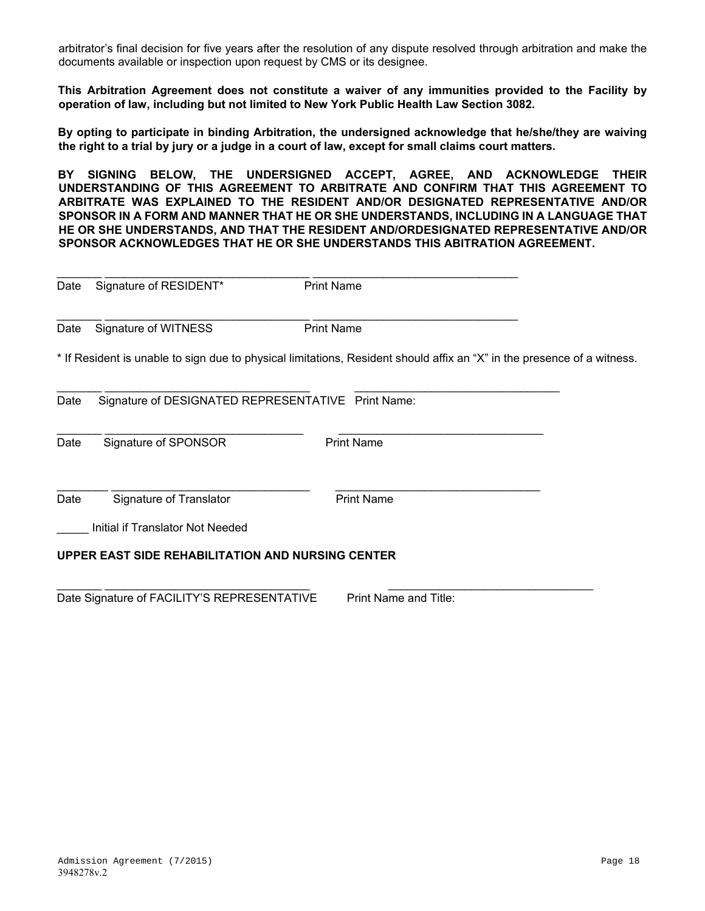arbitrator's final decision for five years after the resolution of any dispute resolved through arbitration and make the documents available or inspection upon request by CMS or its designee.

**This Arbitration Agreement does not constitute a waiver of any immunities provided to the Facility by operation of law, including but not limited to New York Public Health Law Section 3082.**

**By opting to participate in binding Arbitration, the undersigned acknowledge that he/she/they are waiving the right to a trial by jury or a judge in a court of law, except for small claims court matters.**

**BY SIGNING BELOW, THE UNDERSIGNED ACCEPT, AGREE, AND ACKNOWLEDGE THEIR UNDERSTANDING OF THIS AGREEMENT TO ARBITRATE AND CONFIRM THAT THIS AGREEMENT TO ARBITRATE WAS EXPLAINED TO THE RESIDENT AND/OR DESIGNATED REPRESENTATIVE AND/OR SPONSOR IN A FORM AND MANNER THAT HE OR SHE UNDERSTANDS, INCLUDING IN A LANGUAGE THAT HE OR SHE UNDERSTANDS, AND THAT THE RESIDENT AND/ORDESIGNATED REPRESENTATIVE AND/OR SPONSOR ACKNOWLEDGES THAT HE OR SHE UNDERSTANDS THIS ABITRATION AGREEMENT.**

_______ _________________________________ ________________________________

Date Signature of RESIDENT* Print Name

_______ _________________________________ ________________________________

Date Signature of WITNESS Print Name

* If Resident is unable to sign due to physical limitations, Resident should affix an "X" in the presence of a witness.

_______ _________________________________ ________________________________

Date Signature of DESIGNATED REPRESENTATIVE Print Name:

_______ _________________________________ ________________________________

Date Signature of SPONSOR Print Name

________ ________________________________ ________________________________

Date Signature of Translator Print Name

_____ Initial if Translator Not Needed

**UPPER EAST SIDE REHABILITATION AND NURSING CENTER**

_______ _________________________________ ________________________________

Date Signature of FACILITY'S REPRESENTATIVE Print Name and Title:

Admission Agreement (7/2015)
3948278v.2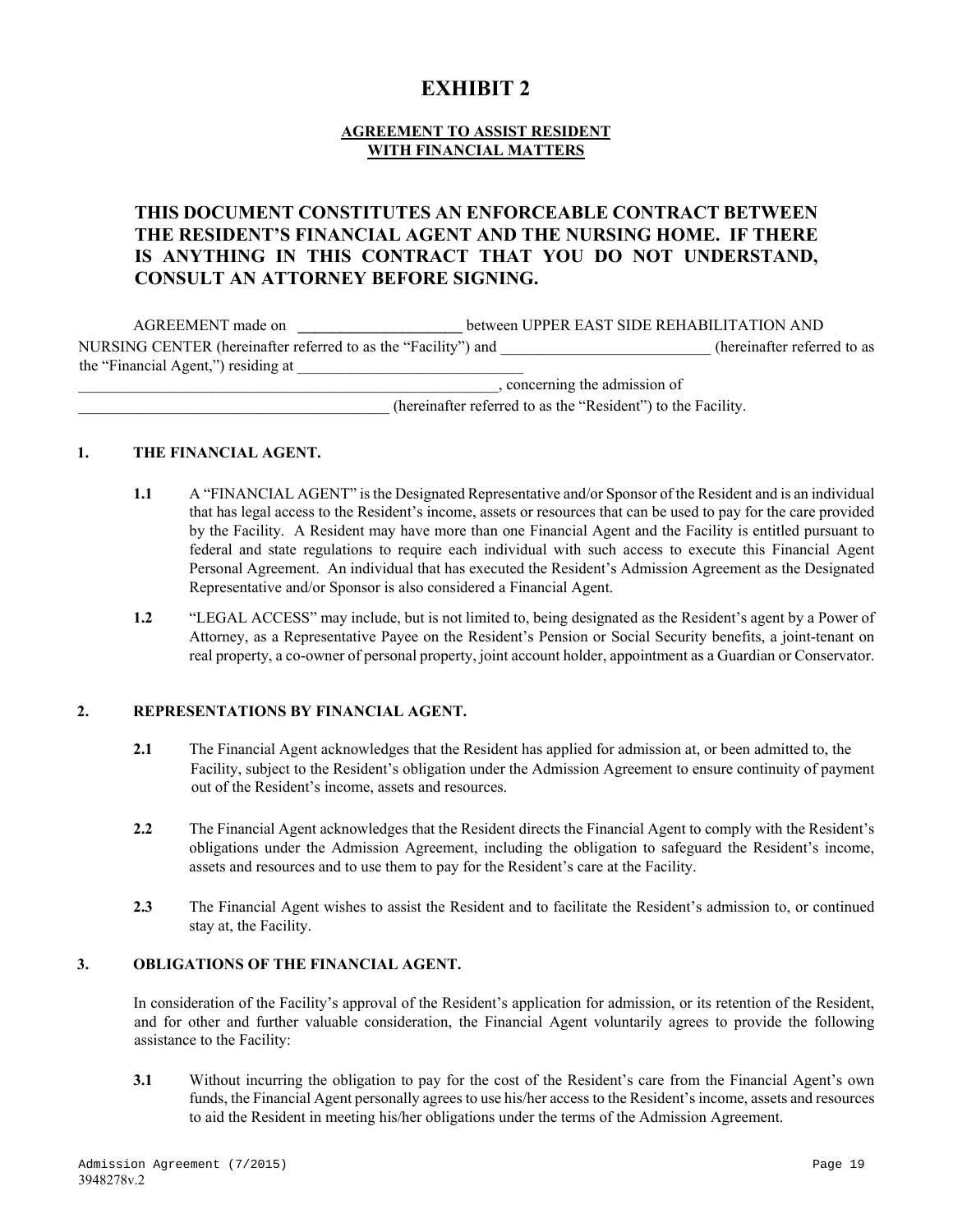# EXHIBIT 2

**AGREEMENT TO ASSIST RESIDENT WITH FINANCIAL MATTERS**

**THIS DOCUMENT CONSTITUTES AN ENFORCEABLE CONTRACT BETWEEN THE RESIDENT'S FINANCIAL AGENT AND THE NURSING HOME. IF THERE IS ANYTHING IN THIS CONTRACT THAT YOU DO NOT UNDERSTAND, CONSULT AN ATTORNEY BEFORE SIGNING.**

AGREEMENT made on ____________________ between UPPER EAST SIDE REHABILITATION AND NURSING CENTER (hereinafter referred to as the "Facility") and __________________________ (hereinafter referred to as the "Financial Agent,") residing at _____________________________ ______________________________________________________, concerning the admission of ________________________________________ (hereinafter referred to as the "Resident") to the Facility.

## 1. THE FINANCIAL AGENT.

**1.1** A "FINANCIAL AGENT" is the Designated Representative and/or Sponsor of the Resident and is an individual that has legal access to the Resident's income, assets or resources that can be used to pay for the care provided by the Facility. A Resident may have more than one Financial Agent and the Facility is entitled pursuant to federal and state regulations to require each individual with such access to execute this Financial Agent Personal Agreement. An individual that has executed the Resident's Admission Agreement as the Designated Representative and/or Sponsor is also considered a Financial Agent.

**1.2** "LEGAL ACCESS" may include, but is not limited to, being designated as the Resident's agent by a Power of Attorney, as a Representative Payee on the Resident's Pension or Social Security benefits, a joint-tenant on real property, a co-owner of personal property, joint account holder, appointment as a Guardian or Conservator.

## 2. REPRESENTATIONS BY FINANCIAL AGENT.

**2.1** The Financial Agent acknowledges that the Resident has applied for admission at, or been admitted to, the Facility, subject to the Resident's obligation under the Admission Agreement to ensure continuity of payment out of the Resident's income, assets and resources.

**2.2** The Financial Agent acknowledges that the Resident directs the Financial Agent to comply with the Resident's obligations under the Admission Agreement, including the obligation to safeguard the Resident's income, assets and resources and to use them to pay for the Resident's care at the Facility.

**2.3** The Financial Agent wishes to assist the Resident and to facilitate the Resident's admission to, or continued stay at, the Facility.

## 3. OBLIGATIONS OF THE FINANCIAL AGENT.

In consideration of the Facility's approval of the Resident's application for admission, or its retention of the Resident, and for other and further valuable consideration, the Financial Agent voluntarily agrees to provide the following assistance to the Facility:

**3.1** Without incurring the obligation to pay for the cost of the Resident's care from the Financial Agent's own funds, the Financial Agent personally agrees to use his/her access to the Resident's income, assets and resources to aid the Resident in meeting his/her obligations under the terms of the Admission Agreement.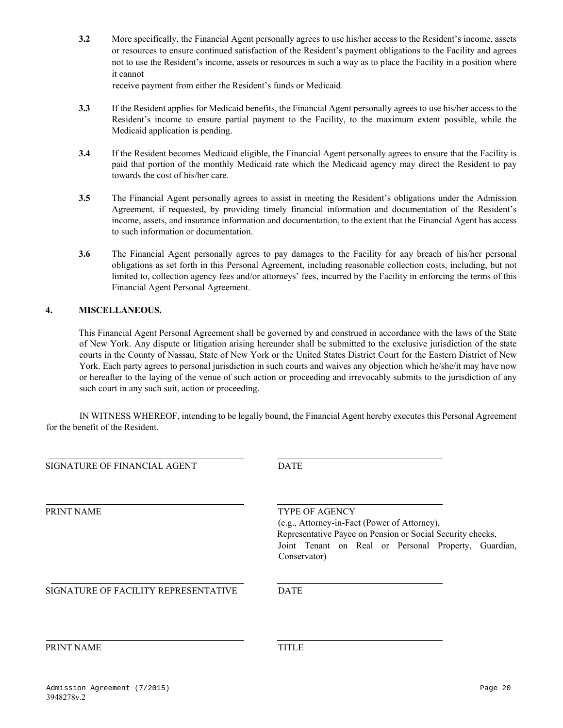**3.2** More specifically, the Financial Agent personally agrees to use his/her access to the Resident's income, assets or resources to ensure continued satisfaction of the Resident's payment obligations to the Facility and agrees not to use the Resident's income, assets or resources in such a way as to place the Facility in a position where it cannot receive payment from either the Resident's funds or Medicaid.

**3.3** If the Resident applies for Medicaid benefits, the Financial Agent personally agrees to use his/her access to the Resident's income to ensure partial payment to the Facility, to the maximum extent possible, while the Medicaid application is pending.

**3.4** If the Resident becomes Medicaid eligible, the Financial Agent personally agrees to ensure that the Facility is paid that portion of the monthly Medicaid rate which the Medicaid agency may direct the Resident to pay towards the cost of his/her care.

**3.5** The Financial Agent personally agrees to assist in meeting the Resident's obligations under the Admission Agreement, if requested, by providing timely financial information and documentation of the Resident's income, assets, and insurance information and documentation, to the extent that the Financial Agent has access to such information or documentation.

**3.6** The Financial Agent personally agrees to pay damages to the Facility for any breach of his/her personal obligations as set forth in this Personal Agreement, including reasonable collection costs, including, but not limited to, collection agency fees and/or attorneys' fees, incurred by the Facility in enforcing the terms of this Financial Agent Personal Agreement.

## 4. MISCELLANEOUS.

This Financial Agent Personal Agreement shall be governed by and construed in accordance with the laws of the State of New York. Any dispute or litigation arising hereunder shall be submitted to the exclusive jurisdiction of the state courts in the County of Nassau, State of New York or the United States District Court for the Eastern District of New York. Each party agrees to personal jurisdiction in such courts and waives any objection which he/she/it may have now or hereafter to the laying of the venue of such action or proceeding and irrevocably submits to the jurisdiction of any such court in any such suit, action or proceeding.

IN WITNESS WHEREOF, intending to be legally bound, the Financial Agent hereby executes this Personal Agreement for the benefit of the Resident.

\_\_\_\_\_\_\_\_\_\_\_\_\_\_\_\_\_\_\_\_\_\_\_\_\_\_\_\_\_\_\_\_\_\_\_\_
SIGNATURE OF FINANCIAL AGENT

\_\_\_\_\_\_\_\_\_\_\_\_\_\_\_\_\_\_\_\_\_\_\_\_\_\_\_\_\_\_\_\_\_\_\_\_
DATE

\_\_\_\_\_\_\_\_\_\_\_\_\_\_\_\_\_\_\_\_\_\_\_\_\_\_\_\_\_\_\_\_\_\_\_\_
PRINT NAME

\_\_\_\_\_\_\_\_\_\_\_\_\_\_\_\_\_\_\_\_\_\_\_\_\_\_\_\_\_\_\_\_\_\_\_\_
TYPE OF AGENCY
(e.g., Attorney-in-Fact (Power of Attorney), Representative Payee on Pension or Social Security checks, Joint Tenant on Real or Personal Property, Guardian, Conservator)

\_\_\_\_\_\_\_\_\_\_\_\_\_\_\_\_\_\_\_\_\_\_\_\_\_\_\_\_\_\_\_\_\_\_\_\_
SIGNATURE OF FACILITY REPRESENTATIVE

\_\_\_\_\_\_\_\_\_\_\_\_\_\_\_\_\_\_\_\_\_\_\_\_\_\_\_\_\_\_\_\_\_\_\_\_
DATE

\_\_\_\_\_\_\_\_\_\_\_\_\_\_\_\_\_\_\_\_\_\_\_\_\_\_\_\_\_\_\_\_\_\_\_\_
PRINT NAME

\_\_\_\_\_\_\_\_\_\_\_\_\_\_\_\_\_\_\_\_\_\_\_\_\_\_\_\_\_\_\_\_\_\_\_\_
TITLE